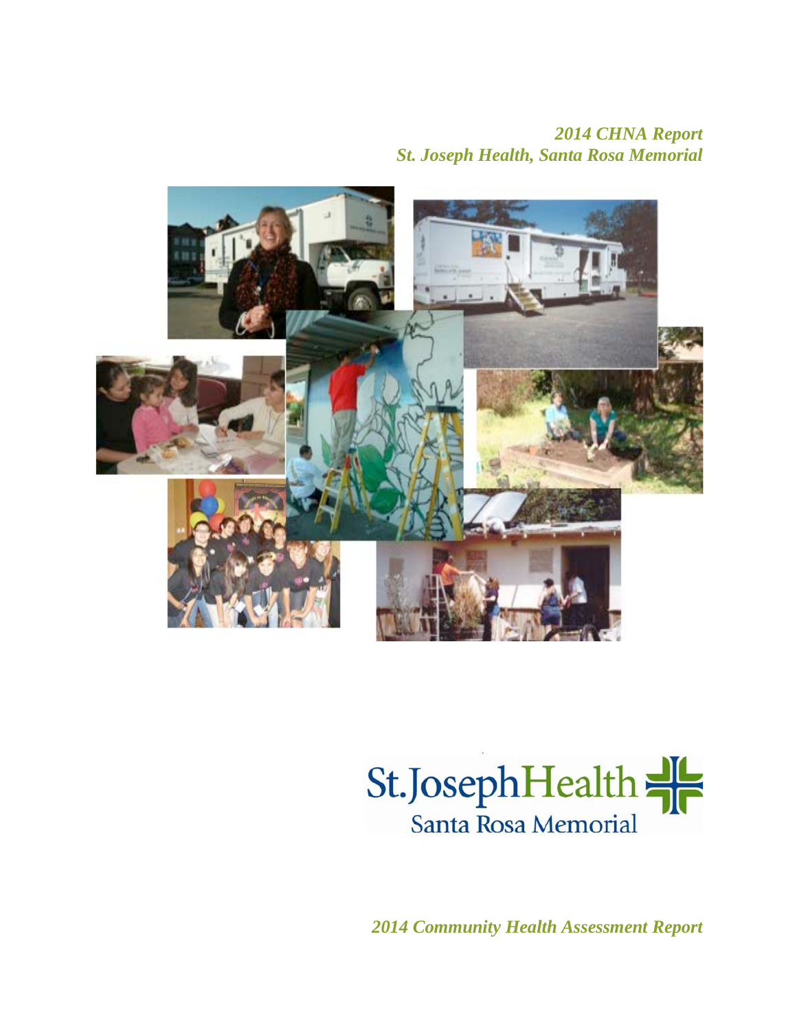*2014 CHNA Report*
*St. Joseph Health, Santa Rosa Memorial*

St.Joseph Health
Santa Rosa Memorial

*2014 Community Health Assessment Report*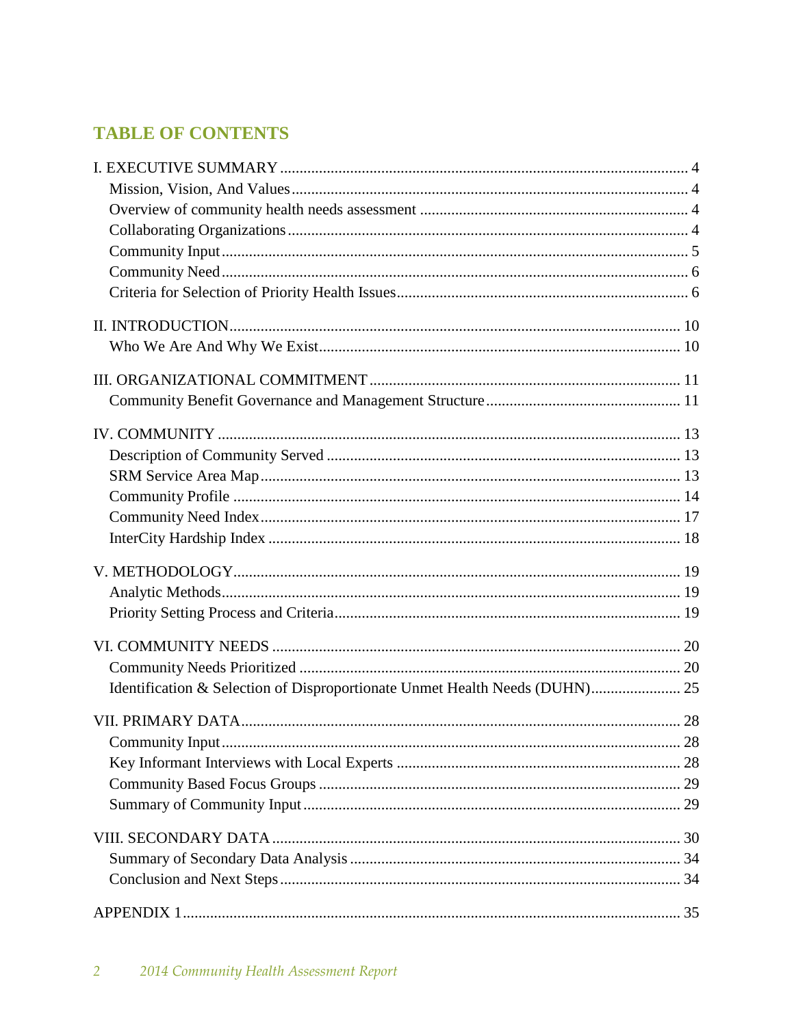## TABLE OF CONTENTS

I. EXECUTIVE SUMMARY ........................................................................................ 4
- Mission, Vision, And Values ........................................................................................ 4
- Overview of community health needs assessment ........................................................ 4
- Collaborating Organizations ........................................................................................ 4
- Community Input ........................................................................................ 5
- Community Need ........................................................................................ 6
- Criteria for Selection of Priority Health Issues ........................................................................................ 6

II. INTRODUCTION ........................................................................................ 10
- Who We Are And Why We Exist ........................................................................................ 10

III. ORGANIZATIONAL COMMITMENT ........................................................................................ 11
- Community Benefit Governance and Management Structure ........................................................................................ 11

IV. COMMUNITY ........................................................................................ 13
- Description of Community Served ........................................................................................ 13
- SRM Service Area Map ........................................................................................ 13
- Community Profile ........................................................................................ 14
- Community Need Index ........................................................................................ 17
- InterCity Hardship Index ........................................................................................ 18

V. METHODOLOGY ........................................................................................ 19
- Analytic Methods ........................................................................................ 19
- Priority Setting Process and Criteria ........................................................................................ 19

VI. COMMUNITY NEEDS ........................................................................................ 20
- Community Needs Prioritized ........................................................................................ 20
- Identification & Selection of Disproportionate Unmet Health Needs (DUHN) ........................ 25

VII. PRIMARY DATA ........................................................................................ 28
- Community Input ........................................................................................ 28
- Key Informant Interviews with Local Experts ........................................................................................ 28
- Community Based Focus Groups ........................................................................................ 29
- Summary of Community Input ........................................................................................ 29

VIII. SECONDARY DATA ........................................................................................ 30
- Summary of Secondary Data Analysis ........................................................................................ 34
- Conclusion and Next Steps ........................................................................................ 34

APPENDIX 1 ........................................................................................ 35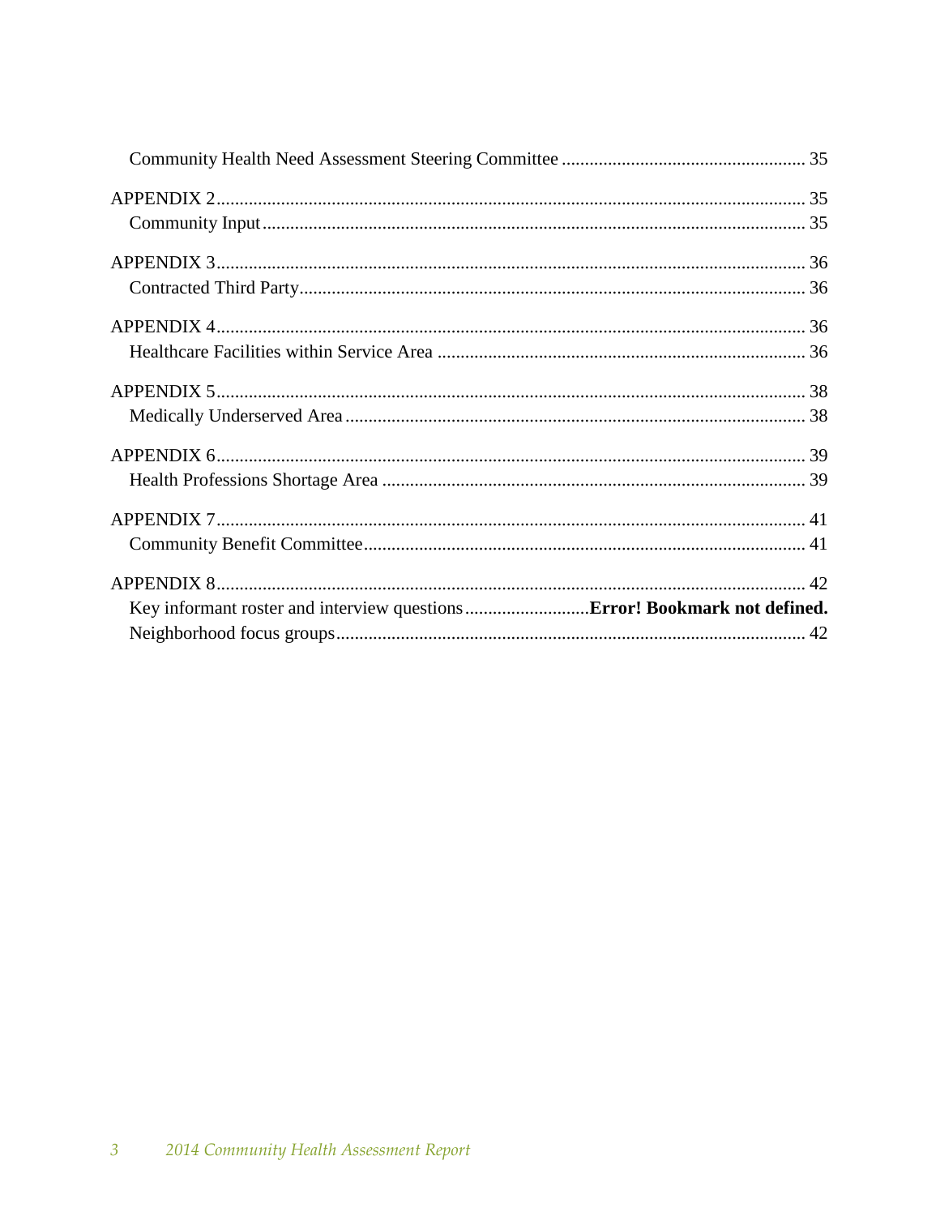Community Health Need Assessment Steering Committee ..................................................... 35

APPENDIX 2.............................................................................................................................. 35
Community Input ..................................................................................................................... 35

APPENDIX 3.............................................................................................................................. 36
Contracted Third Party............................................................................................................. 36

APPENDIX 4.............................................................................................................................. 36
Healthcare Facilities within Service Area ............................................................................... 36

APPENDIX 5.............................................................................................................................. 38
Medically Underserved Area ................................................................................................... 38

APPENDIX 6.............................................................................................................................. 39
Health Professions Shortage Area ........................................................................................... 39

APPENDIX 7.............................................................................................................................. 41
Community Benefit Committee............................................................................................... 41

APPENDIX 8.............................................................................................................................. 42
Key informant roster and interview questions ...........................**Error! Bookmark not defined.**
Neighborhood focus groups..................................................................................................... 42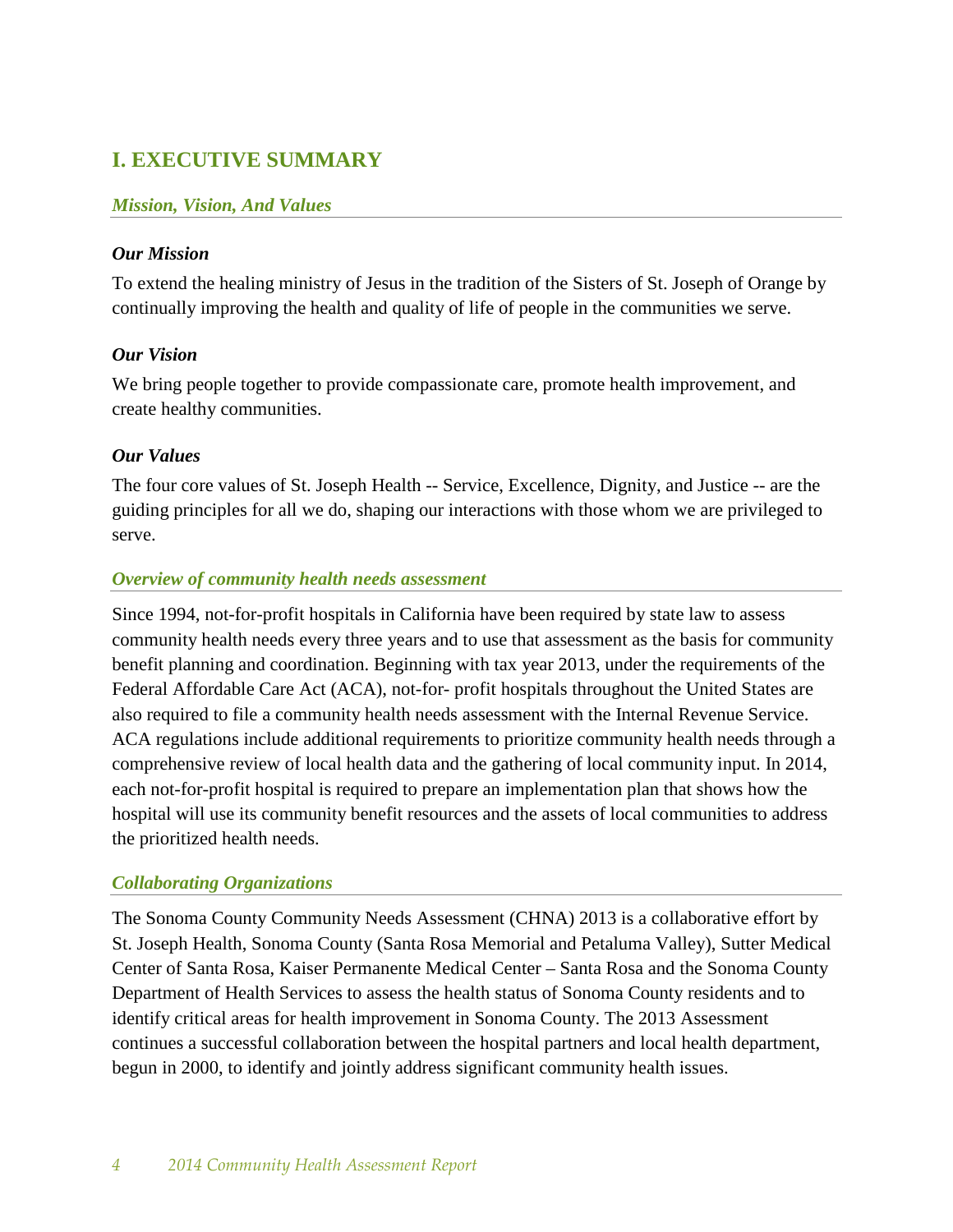# I. EXECUTIVE SUMMARY

## *Mission, Vision, And Values*

### *Our Mission*

To extend the healing ministry of Jesus in the tradition of the Sisters of St. Joseph of Orange by continually improving the health and quality of life of people in the communities we serve.

### *Our Vision*

We bring people together to provide compassionate care, promote health improvement, and create healthy communities.

### *Our Values*

The four core values of St. Joseph Health -- Service, Excellence, Dignity, and Justice -- are the guiding principles for all we do, shaping our interactions with those whom we are privileged to serve.

## *Overview of community health needs assessment*

Since 1994, not-for-profit hospitals in California have been required by state law to assess community health needs every three years and to use that assessment as the basis for community benefit planning and coordination. Beginning with tax year 2013, under the requirements of the Federal Affordable Care Act (ACA), not-for- profit hospitals throughout the United States are also required to file a community health needs assessment with the Internal Revenue Service. ACA regulations include additional requirements to prioritize community health needs through a comprehensive review of local health data and the gathering of local community input. In 2014, each not-for-profit hospital is required to prepare an implementation plan that shows how the hospital will use its community benefit resources and the assets of local communities to address the prioritized health needs.

## *Collaborating Organizations*

The Sonoma County Community Needs Assessment (CHNA) 2013 is a collaborative effort by St. Joseph Health, Sonoma County (Santa Rosa Memorial and Petaluma Valley), Sutter Medical Center of Santa Rosa, Kaiser Permanente Medical Center – Santa Rosa and the Sonoma County Department of Health Services to assess the health status of Sonoma County residents and to identify critical areas for health improvement in Sonoma County. The 2013 Assessment continues a successful collaboration between the hospital partners and local health department, begun in 2000, to identify and jointly address significant community health issues.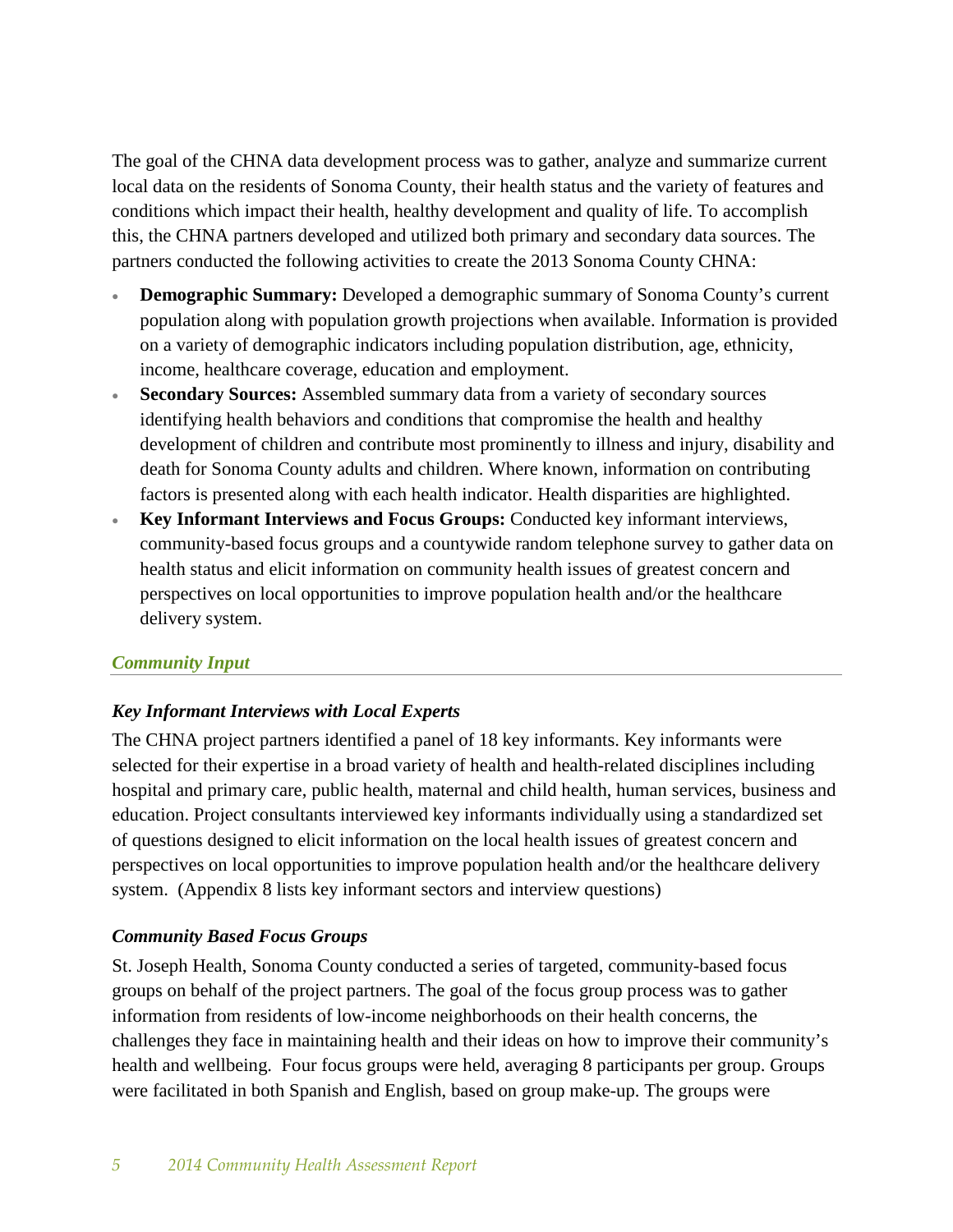The goal of the CHNA data development process was to gather, analyze and summarize current local data on the residents of Sonoma County, their health status and the variety of features and conditions which impact their health, healthy development and quality of life. To accomplish this, the CHNA partners developed and utilized both primary and secondary data sources. The partners conducted the following activities to create the 2013 Sonoma County CHNA:

- **Demographic Summary:** Developed a demographic summary of Sonoma County's current population along with population growth projections when available. Information is provided on a variety of demographic indicators including population distribution, age, ethnicity, income, healthcare coverage, education and employment.
- **Secondary Sources:** Assembled summary data from a variety of secondary sources identifying health behaviors and conditions that compromise the health and healthy development of children and contribute most prominently to illness and injury, disability and death for Sonoma County adults and children. Where known, information on contributing factors is presented along with each health indicator. Health disparities are highlighted.
- **Key Informant Interviews and Focus Groups:** Conducted key informant interviews, community-based focus groups and a countywide random telephone survey to gather data on health status and elicit information on community health issues of greatest concern and perspectives on local opportunities to improve population health and/or the healthcare delivery system.

## *Community Input*

### *Key Informant Interviews with Local Experts*

The CHNA project partners identified a panel of 18 key informants. Key informants were selected for their expertise in a broad variety of health and health-related disciplines including hospital and primary care, public health, maternal and child health, human services, business and education. Project consultants interviewed key informants individually using a standardized set of questions designed to elicit information on the local health issues of greatest concern and perspectives on local opportunities to improve population health and/or the healthcare delivery system. (Appendix 8 lists key informant sectors and interview questions)

### *Community Based Focus Groups*

St. Joseph Health, Sonoma County conducted a series of targeted, community-based focus groups on behalf of the project partners. The goal of the focus group process was to gather information from residents of low-income neighborhoods on their health concerns, the challenges they face in maintaining health and their ideas on how to improve their community's health and wellbeing. Four focus groups were held, averaging 8 participants per group. Groups were facilitated in both Spanish and English, based on group make-up. The groups were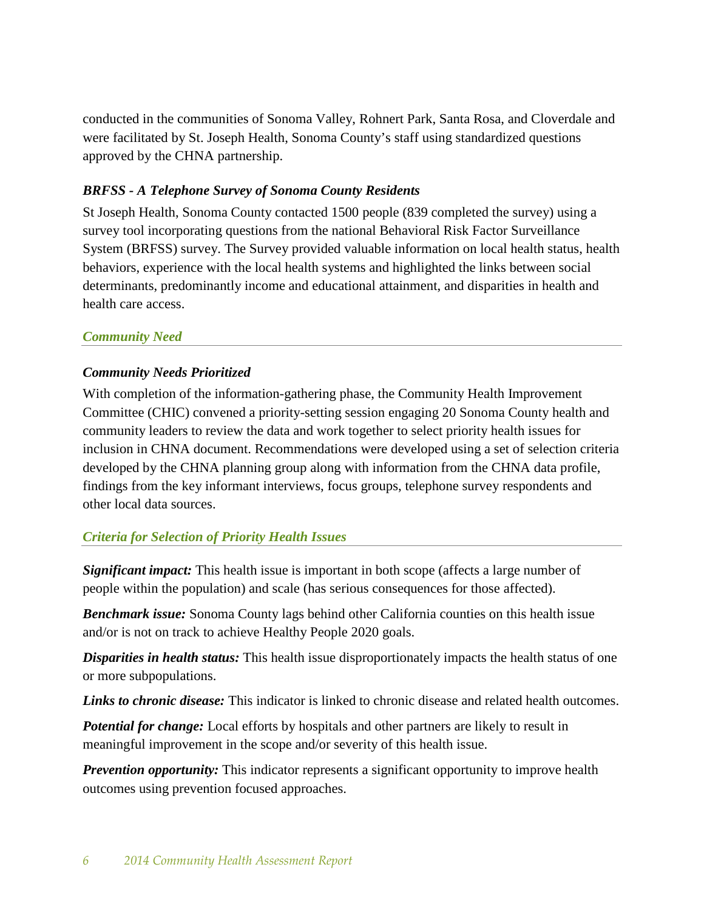conducted in the communities of Sonoma Valley, Rohnert Park, Santa Rosa, and Cloverdale and were facilitated by St. Joseph Health, Sonoma County's staff using standardized questions approved by the CHNA partnership.

### *BRFSS - A Telephone Survey of Sonoma County Residents*

St Joseph Health, Sonoma County contacted 1500 people (839 completed the survey) using a survey tool incorporating questions from the national Behavioral Risk Factor Surveillance System (BRFSS) survey. The Survey provided valuable information on local health status, health behaviors, experience with the local health systems and highlighted the links between social determinants, predominantly income and educational attainment, and disparities in health and health care access.

## *Community Need*

### *Community Needs Prioritized*

With completion of the information-gathering phase, the Community Health Improvement Committee (CHIC) convened a priority-setting session engaging 20 Sonoma County health and community leaders to review the data and work together to select priority health issues for inclusion in CHNA document. Recommendations were developed using a set of selection criteria developed by the CHNA planning group along with information from the CHNA data profile, findings from the key informant interviews, focus groups, telephone survey respondents and other local data sources.

## *Criteria for Selection of Priority Health Issues*

***Significant impact:*** This health issue is important in both scope (affects a large number of people within the population) and scale (has serious consequences for those affected).

***Benchmark issue:*** Sonoma County lags behind other California counties on this health issue and/or is not on track to achieve Healthy People 2020 goals.

***Disparities in health status:*** This health issue disproportionately impacts the health status of one or more subpopulations.

***Links to chronic disease:*** This indicator is linked to chronic disease and related health outcomes.

***Potential for change:*** Local efforts by hospitals and other partners are likely to result in meaningful improvement in the scope and/or severity of this health issue.

***Prevention opportunity:*** This indicator represents a significant opportunity to improve health outcomes using prevention focused approaches.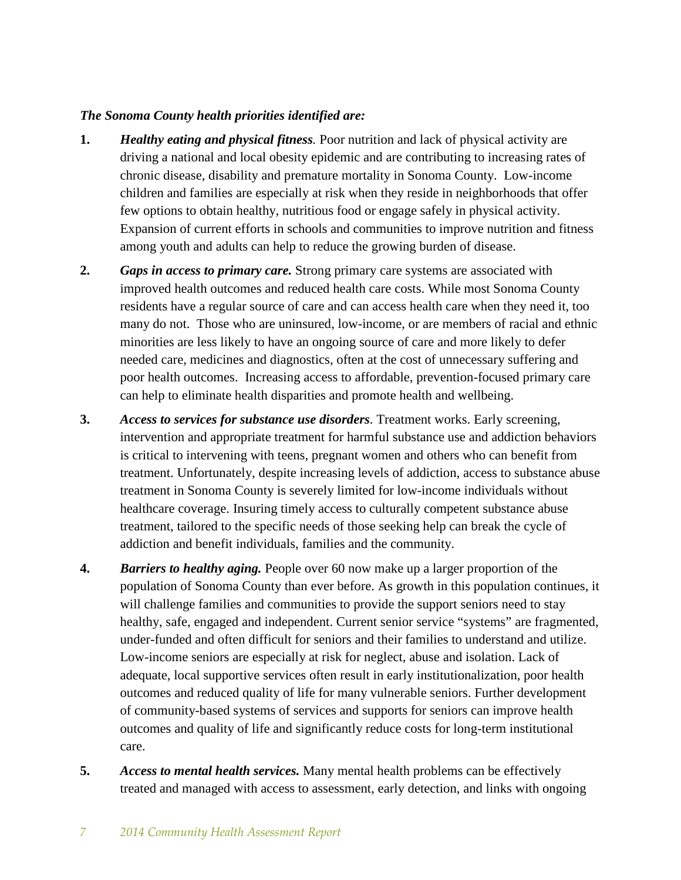***The Sonoma County health priorities identified are:***

1. ***Healthy eating and physical fitness****.* Poor nutrition and lack of physical activity are driving a national and local obesity epidemic and are contributing to increasing rates of chronic disease, disability and premature mortality in Sonoma County. Low-income children and families are especially at risk when they reside in neighborhoods that offer few options to obtain healthy, nutritious food or engage safely in physical activity. Expansion of current efforts in schools and communities to improve nutrition and fitness among youth and adults can help to reduce the growing burden of disease.

2. ***Gaps in access to primary care.*** Strong primary care systems are associated with improved health outcomes and reduced health care costs. While most Sonoma County residents have a regular source of care and can access health care when they need it, too many do not. Those who are uninsured, low-income, or are members of racial and ethnic minorities are less likely to have an ongoing source of care and more likely to defer needed care, medicines and diagnostics, often at the cost of unnecessary suffering and poor health outcomes. Increasing access to affordable, prevention-focused primary care can help to eliminate health disparities and promote health and wellbeing.

3. ***Access to services for substance use disorders***. Treatment works. Early screening, intervention and appropriate treatment for harmful substance use and addiction behaviors is critical to intervening with teens, pregnant women and others who can benefit from treatment. Unfortunately, despite increasing levels of addiction, access to substance abuse treatment in Sonoma County is severely limited for low-income individuals without healthcare coverage. Insuring timely access to culturally competent substance abuse treatment, tailored to the specific needs of those seeking help can break the cycle of addiction and benefit individuals, families and the community.

4. ***Barriers to healthy aging.*** People over 60 now make up a larger proportion of the population of Sonoma County than ever before. As growth in this population continues, it will challenge families and communities to provide the support seniors need to stay healthy, safe, engaged and independent. Current senior service "systems" are fragmented, under-funded and often difficult for seniors and their families to understand and utilize. Low-income seniors are especially at risk for neglect, abuse and isolation. Lack of adequate, local supportive services often result in early institutionalization, poor health outcomes and reduced quality of life for many vulnerable seniors. Further development of community-based systems of services and supports for seniors can improve health outcomes and quality of life and significantly reduce costs for long-term institutional care.

5. ***Access to mental health services.*** Many mental health problems can be effectively treated and managed with access to assessment, early detection, and links with ongoing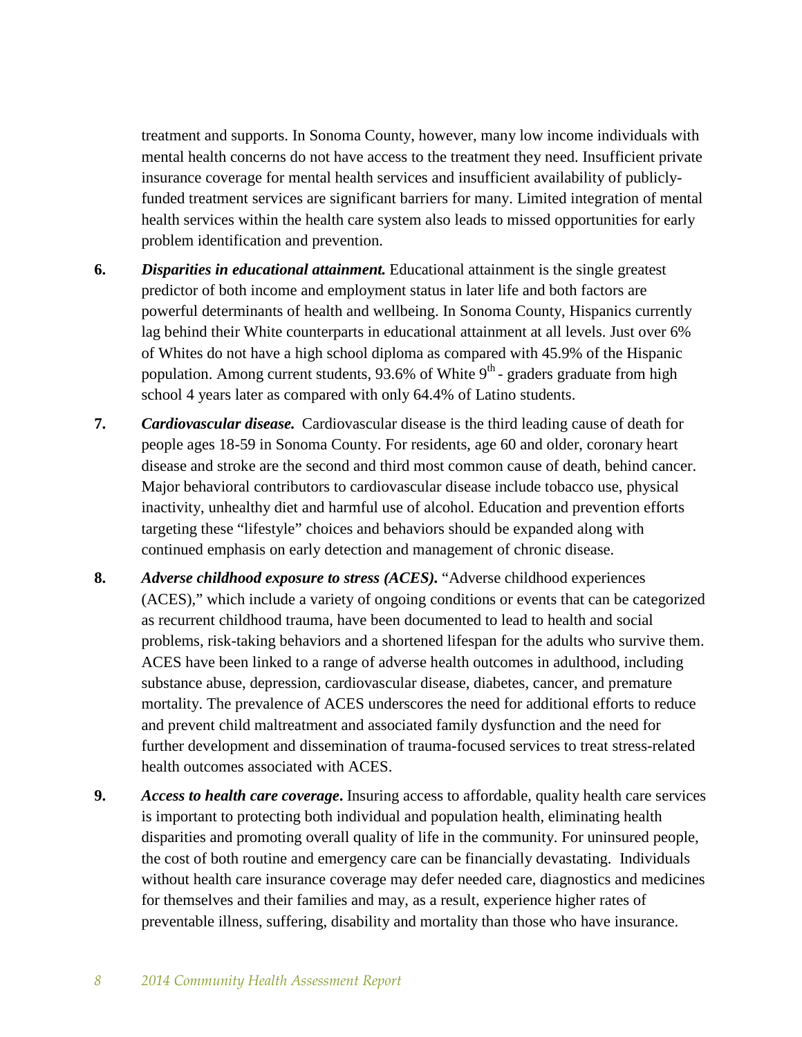treatment and supports. In Sonoma County, however, many low income individuals with mental health concerns do not have access to the treatment they need. Insufficient private insurance coverage for mental health services and insufficient availability of publicly-funded treatment services are significant barriers for many. Limited integration of mental health services within the health care system also leads to missed opportunities for early problem identification and prevention.

6. ***Disparities in educational attainment.*** Educational attainment is the single greatest predictor of both income and employment status in later life and both factors are powerful determinants of health and wellbeing. In Sonoma County, Hispanics currently lag behind their White counterparts in educational attainment at all levels. Just over 6% of Whites do not have a high school diploma as compared with 45.9% of the Hispanic population. Among current students, 93.6% of White 9$^{th}$ - graders graduate from high school 4 years later as compared with only 64.4% of Latino students.

7. ***Cardiovascular disease.*** Cardiovascular disease is the third leading cause of death for people ages 18-59 in Sonoma County. For residents, age 60 and older, coronary heart disease and stroke are the second and third most common cause of death, behind cancer. Major behavioral contributors to cardiovascular disease include tobacco use, physical inactivity, unhealthy diet and harmful use of alcohol. Education and prevention efforts targeting these "lifestyle" choices and behaviors should be expanded along with continued emphasis on early detection and management of chronic disease.

8. ***Adverse childhood exposure to stress (ACES).*** "Adverse childhood experiences (ACES)," which include a variety of ongoing conditions or events that can be categorized as recurrent childhood trauma, have been documented to lead to health and social problems, risk-taking behaviors and a shortened lifespan for the adults who survive them. ACES have been linked to a range of adverse health outcomes in adulthood, including substance abuse, depression, cardiovascular disease, diabetes, cancer, and premature mortality. The prevalence of ACES underscores the need for additional efforts to reduce and prevent child maltreatment and associated family dysfunction and the need for further development and dissemination of trauma-focused services to treat stress-related health outcomes associated with ACES.

9. ***Access to health care coverage*****.** Insuring access to affordable, quality health care services is important to protecting both individual and population health, eliminating health disparities and promoting overall quality of life in the community. For uninsured people, the cost of both routine and emergency care can be financially devastating. Individuals without health care insurance coverage may defer needed care, diagnostics and medicines for themselves and their families and may, as a result, experience higher rates of preventable illness, suffering, disability and mortality than those who have insurance.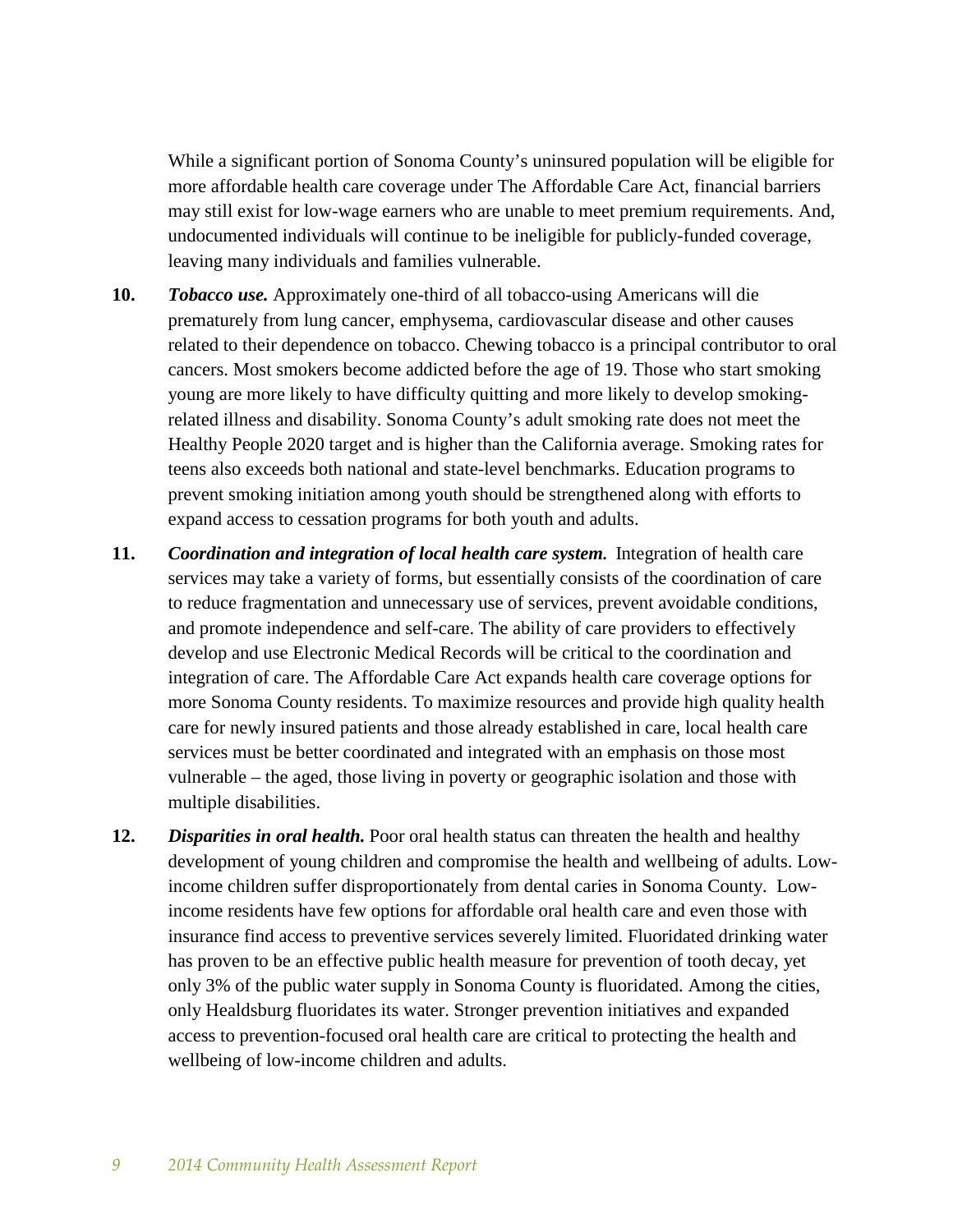While a significant portion of Sonoma County's uninsured population will be eligible for more affordable health care coverage under The Affordable Care Act, financial barriers may still exist for low-wage earners who are unable to meet premium requirements. And, undocumented individuals will continue to be ineligible for publicly-funded coverage, leaving many individuals and families vulnerable.

**10.** ***Tobacco use.*** Approximately one-third of all tobacco-using Americans will die prematurely from lung cancer, emphysema, cardiovascular disease and other causes related to their dependence on tobacco. Chewing tobacco is a principal contributor to oral cancers. Most smokers become addicted before the age of 19. Those who start smoking young are more likely to have difficulty quitting and more likely to develop smoking-related illness and disability. Sonoma County's adult smoking rate does not meet the Healthy People 2020 target and is higher than the California average. Smoking rates for teens also exceeds both national and state-level benchmarks. Education programs to prevent smoking initiation among youth should be strengthened along with efforts to expand access to cessation programs for both youth and adults.

**11.** ***Coordination and integration of local health care system.*** Integration of health care services may take a variety of forms, but essentially consists of the coordination of care to reduce fragmentation and unnecessary use of services, prevent avoidable conditions, and promote independence and self-care. The ability of care providers to effectively develop and use Electronic Medical Records will be critical to the coordination and integration of care. The Affordable Care Act expands health care coverage options for more Sonoma County residents. To maximize resources and provide high quality health care for newly insured patients and those already established in care, local health care services must be better coordinated and integrated with an emphasis on those most vulnerable – the aged, those living in poverty or geographic isolation and those with multiple disabilities.

**12.** ***Disparities in oral health.*** Poor oral health status can threaten the health and healthy development of young children and compromise the health and wellbeing of adults. Low-income children suffer disproportionately from dental caries in Sonoma County. Low-income residents have few options for affordable oral health care and even those with insurance find access to preventive services severely limited. Fluoridated drinking water has proven to be an effective public health measure for prevention of tooth decay, yet only 3% of the public water supply in Sonoma County is fluoridated. Among the cities, only Healdsburg fluoridates its water. Stronger prevention initiatives and expanded access to prevention-focused oral health care are critical to protecting the health and wellbeing of low-income children and adults.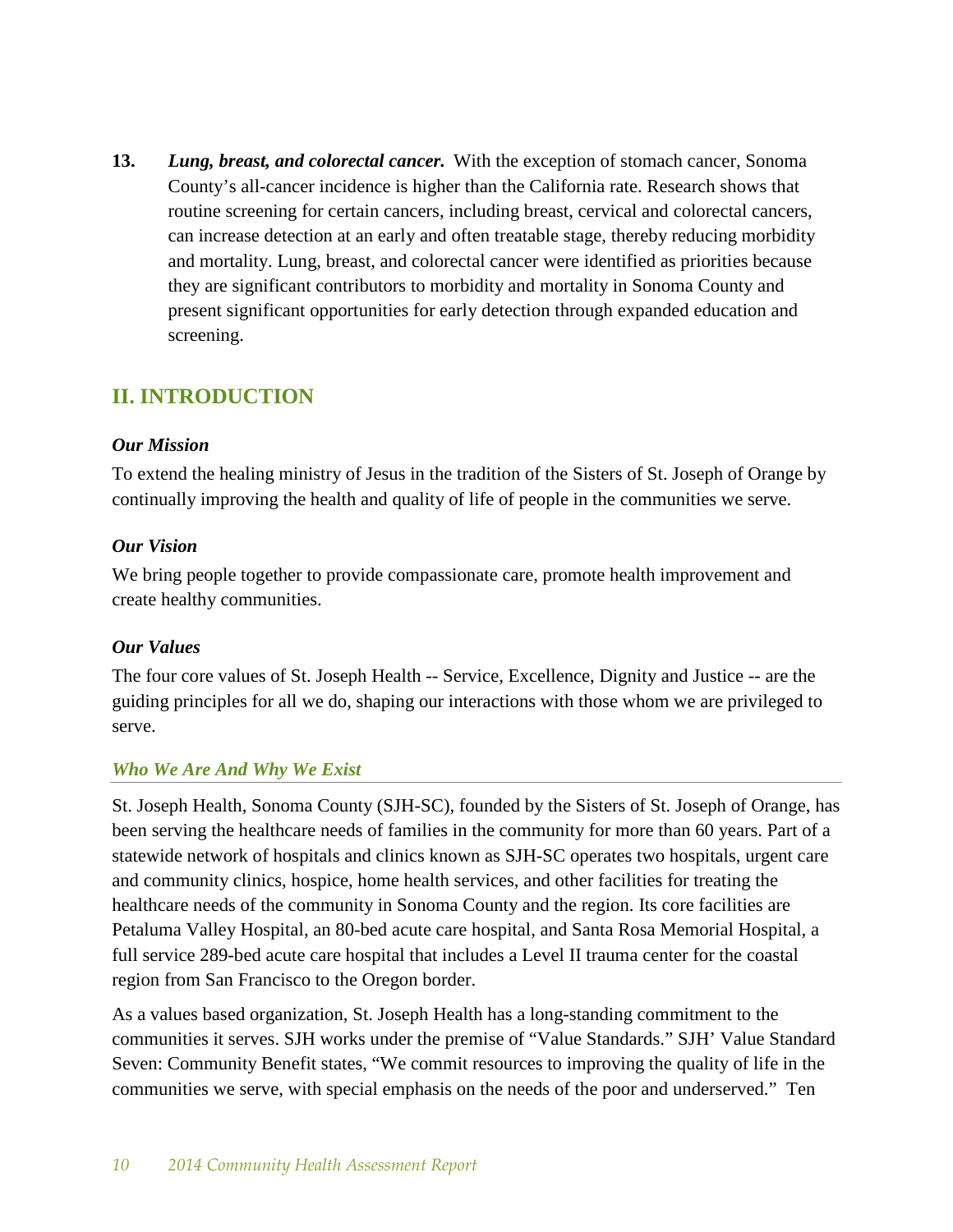13. ***Lung, breast, and colorectal cancer.*** With the exception of stomach cancer, Sonoma County's all-cancer incidence is higher than the California rate. Research shows that routine screening for certain cancers, including breast, cervical and colorectal cancers, can increase detection at an early and often treatable stage, thereby reducing morbidity and mortality. Lung, breast, and colorectal cancer were identified as priorities because they are significant contributors to morbidity and mortality in Sonoma County and present significant opportunities for early detection through expanded education and screening.

## II. INTRODUCTION

### *Our Mission*

To extend the healing ministry of Jesus in the tradition of the Sisters of St. Joseph of Orange by continually improving the health and quality of life of people in the communities we serve.

### *Our Vision*

We bring people together to provide compassionate care, promote health improvement and create healthy communities.

### *Our Values*

The four core values of St. Joseph Health -- Service, Excellence, Dignity and Justice -- are the guiding principles for all we do, shaping our interactions with those whom we are privileged to serve.

### *Who We Are And Why We Exist*

St. Joseph Health, Sonoma County (SJH-SC), founded by the Sisters of St. Joseph of Orange, has been serving the healthcare needs of families in the community for more than 60 years. Part of a statewide network of hospitals and clinics known as SJH-SC operates two hospitals, urgent care and community clinics, hospice, home health services, and other facilities for treating the healthcare needs of the community in Sonoma County and the region. Its core facilities are Petaluma Valley Hospital, an 80-bed acute care hospital, and Santa Rosa Memorial Hospital, a full service 289-bed acute care hospital that includes a Level II trauma center for the coastal region from San Francisco to the Oregon border.

As a values based organization, St. Joseph Health has a long-standing commitment to the communities it serves. SJH works under the premise of "Value Standards." SJH' Value Standard Seven: Community Benefit states, "We commit resources to improving the quality of life in the communities we serve, with special emphasis on the needs of the poor and underserved." Ten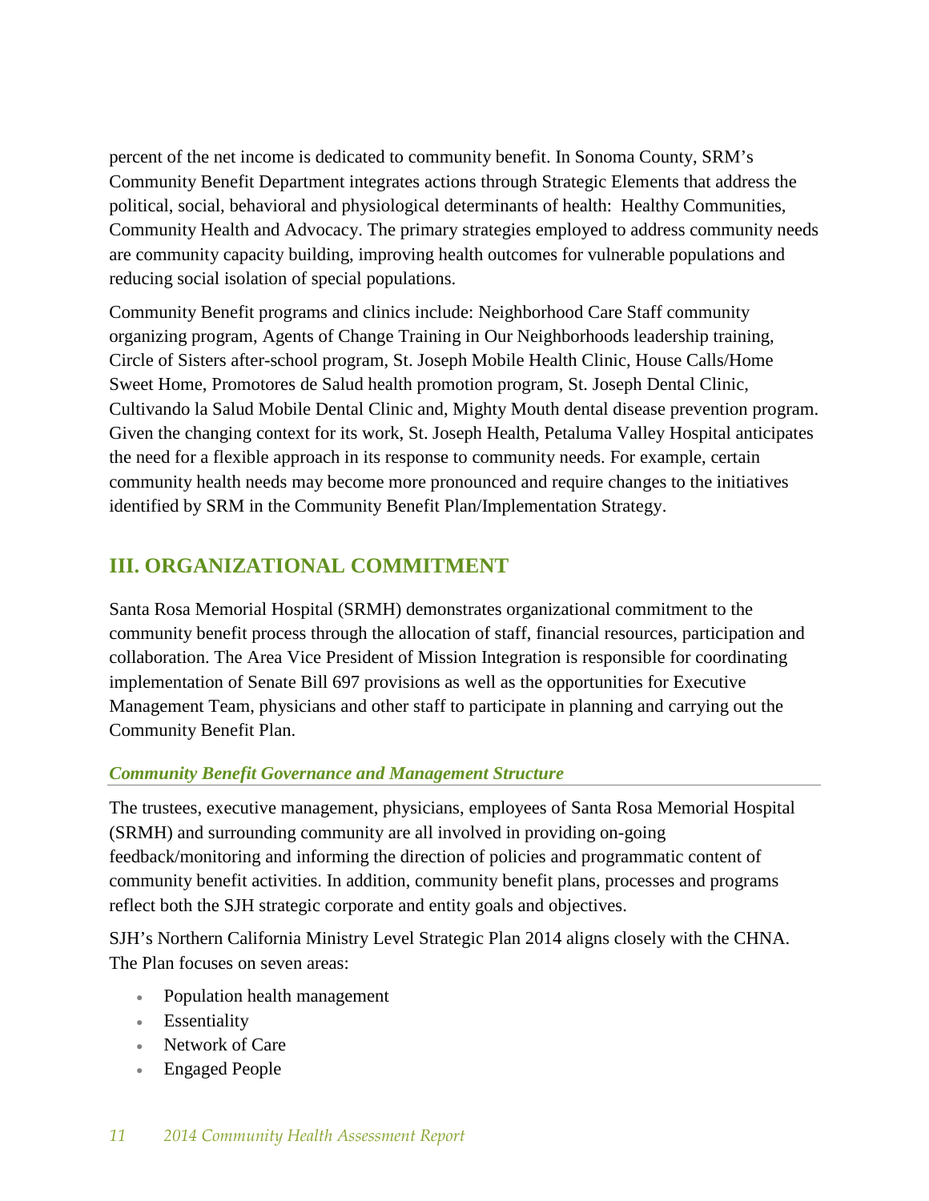percent of the net income is dedicated to community benefit. In Sonoma County, SRM's Community Benefit Department integrates actions through Strategic Elements that address the political, social, behavioral and physiological determinants of health: Healthy Communities, Community Health and Advocacy. The primary strategies employed to address community needs are community capacity building, improving health outcomes for vulnerable populations and reducing social isolation of special populations.

Community Benefit programs and clinics include: Neighborhood Care Staff community organizing program, Agents of Change Training in Our Neighborhoods leadership training, Circle of Sisters after-school program, St. Joseph Mobile Health Clinic, House Calls/Home Sweet Home, Promotores de Salud health promotion program, St. Joseph Dental Clinic, Cultivando la Salud Mobile Dental Clinic and, Mighty Mouth dental disease prevention program. Given the changing context for its work, St. Joseph Health, Petaluma Valley Hospital anticipates the need for a flexible approach in its response to community needs. For example, certain community health needs may become more pronounced and require changes to the initiatives identified by SRM in the Community Benefit Plan/Implementation Strategy.

## III. ORGANIZATIONAL COMMITMENT

Santa Rosa Memorial Hospital (SRMH) demonstrates organizational commitment to the community benefit process through the allocation of staff, financial resources, participation and collaboration. The Area Vice President of Mission Integration is responsible for coordinating implementation of Senate Bill 697 provisions as well as the opportunities for Executive Management Team, physicians and other staff to participate in planning and carrying out the Community Benefit Plan.

### *Community Benefit Governance and Management Structure*

The trustees, executive management, physicians, employees of Santa Rosa Memorial Hospital (SRMH) and surrounding community are all involved in providing on-going feedback/monitoring and informing the direction of policies and programmatic content of community benefit activities. In addition, community benefit plans, processes and programs reflect both the SJH strategic corporate and entity goals and objectives.

SJH's Northern California Ministry Level Strategic Plan 2014 aligns closely with the CHNA. The Plan focuses on seven areas:

- Population health management
- Essentiality
- Network of Care
- Engaged People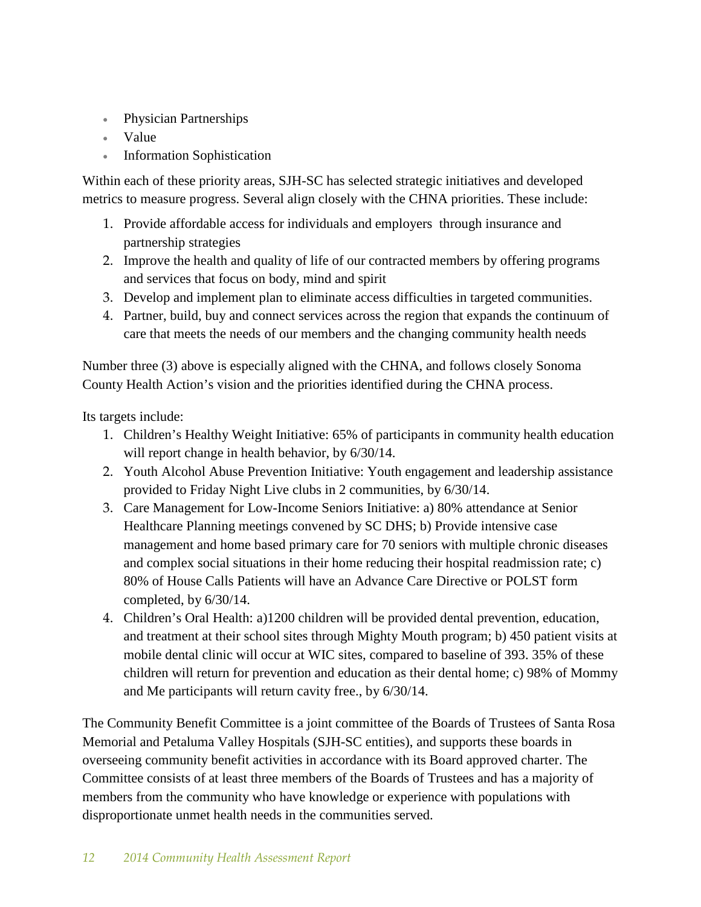- Physician Partnerships
- Value
- Information Sophistication

Within each of these priority areas, SJH-SC has selected strategic initiatives and developed metrics to measure progress. Several align closely with the CHNA priorities. These include:

1. Provide affordable access for individuals and employers through insurance and partnership strategies
2. Improve the health and quality of life of our contracted members by offering programs and services that focus on body, mind and spirit
3. Develop and implement plan to eliminate access difficulties in targeted communities.
4. Partner, build, buy and connect services across the region that expands the continuum of care that meets the needs of our members and the changing community health needs

Number three (3) above is especially aligned with the CHNA, and follows closely Sonoma County Health Action's vision and the priorities identified during the CHNA process.

Its targets include:

1. Children's Healthy Weight Initiative: 65% of participants in community health education will report change in health behavior, by 6/30/14.
2. Youth Alcohol Abuse Prevention Initiative: Youth engagement and leadership assistance provided to Friday Night Live clubs in 2 communities, by 6/30/14.
3. Care Management for Low-Income Seniors Initiative: a) 80% attendance at Senior Healthcare Planning meetings convened by SC DHS; b) Provide intensive case management and home based primary care for 70 seniors with multiple chronic diseases and complex social situations in their home reducing their hospital readmission rate; c) 80% of House Calls Patients will have an Advance Care Directive or POLST form completed, by 6/30/14.
4. Children's Oral Health: a)1200 children will be provided dental prevention, education, and treatment at their school sites through Mighty Mouth program; b) 450 patient visits at mobile dental clinic will occur at WIC sites, compared to baseline of 393. 35% of these children will return for prevention and education as their dental home; c) 98% of Mommy and Me participants will return cavity free., by 6/30/14.

The Community Benefit Committee is a joint committee of the Boards of Trustees of Santa Rosa Memorial and Petaluma Valley Hospitals (SJH-SC entities), and supports these boards in overseeing community benefit activities in accordance with its Board approved charter. The Committee consists of at least three members of the Boards of Trustees and has a majority of members from the community who have knowledge or experience with populations with disproportionate unmet health needs in the communities served.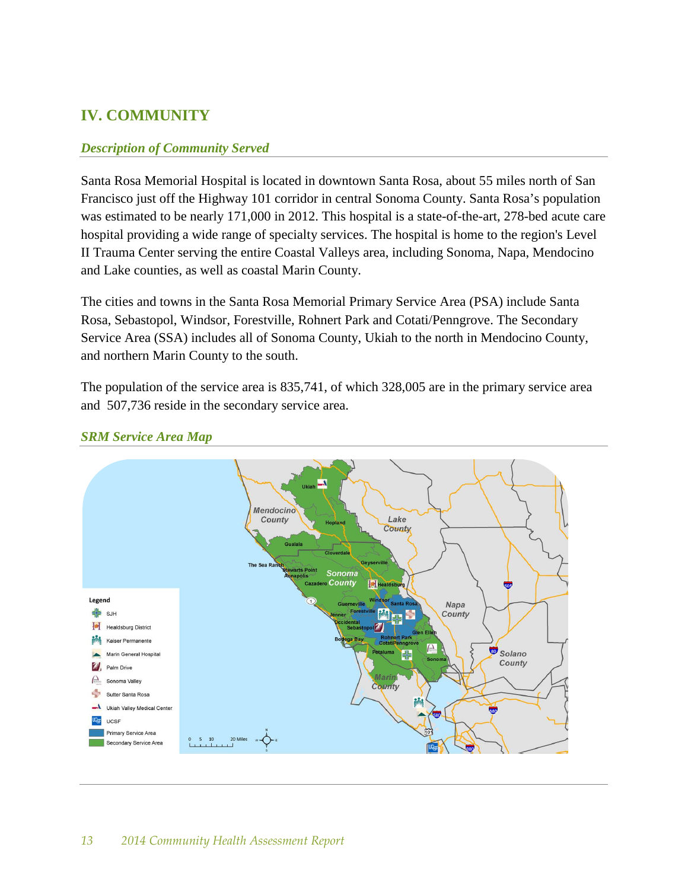## IV. COMMUNITY

### *Description of Community Served*

Santa Rosa Memorial Hospital is located in downtown Santa Rosa, about 55 miles north of San Francisco just off the Highway 101 corridor in central Sonoma County. Santa Rosa's population was estimated to be nearly 171,000 in 2012. This hospital is a state-of-the-art, 278-bed acute care hospital providing a wide range of specialty services. The hospital is home to the region's Level II Trauma Center serving the entire Coastal Valleys area, including Sonoma, Napa, Mendocino and Lake counties, as well as coastal Marin County.

The cities and towns in the Santa Rosa Memorial Primary Service Area (PSA) include Santa Rosa, Sebastopol, Windsor, Forestville, Rohnert Park and Cotati/Penngrove. The Secondary Service Area (SSA) includes all of Sonoma County, Ukiah to the north in Mendocino County, and northern Marin County to the south.

The population of the service area is 835,741, of which 328,005 are in the primary service area and 507,736 reside in the secondary service area.

### *SRM Service Area Map*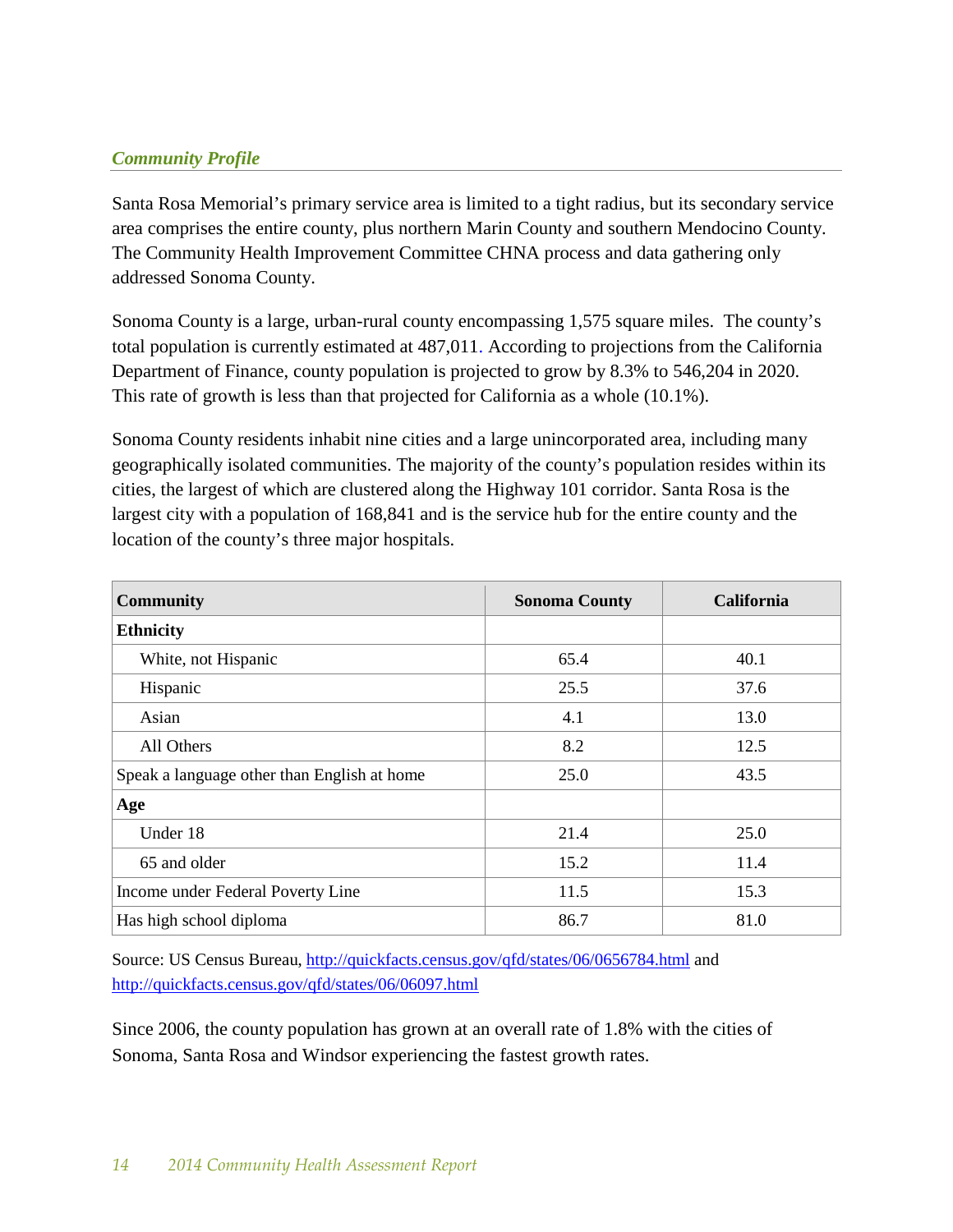## *Community Profile*

Santa Rosa Memorial's primary service area is limited to a tight radius, but its secondary service area comprises the entire county, plus northern Marin County and southern Mendocino County. The Community Health Improvement Committee CHNA process and data gathering only addressed Sonoma County.

Sonoma County is a large, urban-rural county encompassing 1,575 square miles. The county's total population is currently estimated at 487,011. According to projections from the California Department of Finance, county population is projected to grow by 8.3% to 546,204 in 2020. This rate of growth is less than that projected for California as a whole (10.1%).

Sonoma County residents inhabit nine cities and a large unincorporated area, including many geographically isolated communities. The majority of the county's population resides within its cities, the largest of which are clustered along the Highway 101 corridor. Santa Rosa is the largest city with a population of 168,841 and is the service hub for the entire county and the location of the county's three major hospitals.

| Community | Sonoma County | California |
|---|---|---|
| **Ethnicity** | | |
| White, not Hispanic | 65.4 | 40.1 |
| Hispanic | 25.5 | 37.6 |
| Asian | 4.1 | 13.0 |
| All Others | 8.2 | 12.5 |
| Speak a language other than English at home | 25.0 | 43.5 |
| **Age** | | |
| Under 18 | 21.4 | 25.0 |
| 65 and older | 15.2 | 11.4 |
| Income under Federal Poverty Line | 11.5 | 15.3 |
| Has high school diploma | 86.7 | 81.0 |

Source: US Census Bureau, http://quickfacts.census.gov/qfd/states/06/0656784.html and http://quickfacts.census.gov/qfd/states/06/06097.html

Since 2006, the county population has grown at an overall rate of 1.8% with the cities of Sonoma, Santa Rosa and Windsor experiencing the fastest growth rates.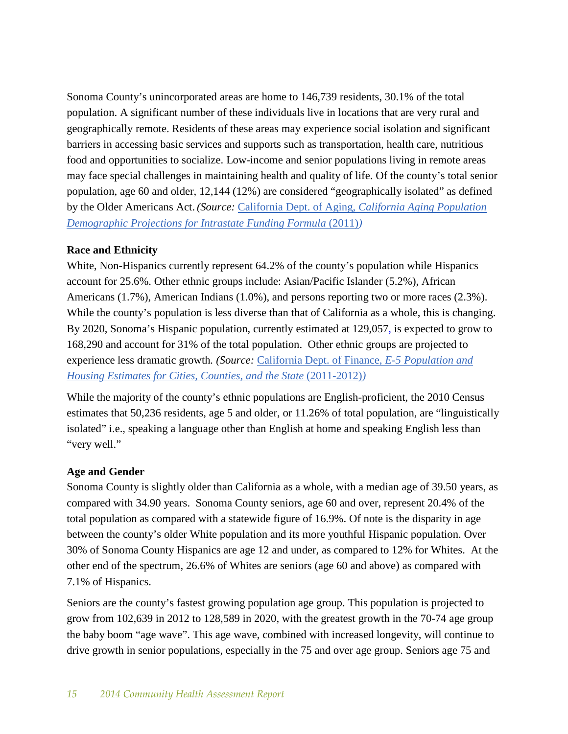Sonoma County's unincorporated areas are home to 146,739 residents, 30.1% of the total population. A significant number of these individuals live in locations that are very rural and geographically remote. Residents of these areas may experience social isolation and significant barriers in accessing basic services and supports such as transportation, health care, nutritious food and opportunities to socialize. Low-income and senior populations living in remote areas may face special challenges in maintaining health and quality of life. Of the county's total senior population, age 60 and older, 12,144 (12%) are considered "geographically isolated" as defined by the Older Americans Act. *(Source:* California Dept. of Aging, *California Aging Population Demographic Projections for Intrastate Funding Formula* (2011)*)*

**Race and Ethnicity**

White, Non-Hispanics currently represent 64.2% of the county's population while Hispanics account for 25.6%. Other ethnic groups include: Asian/Pacific Islander (5.2%), African Americans (1.7%), American Indians (1.0%), and persons reporting two or more races (2.3%). While the county's population is less diverse than that of California as a whole, this is changing. By 2020, Sonoma's Hispanic population, currently estimated at 129,057, is expected to grow to 168,290 and account for 31% of the total population. Other ethnic groups are projected to experience less dramatic growth. *(Source:* California Dept. of Finance, *E-5 Population and Housing Estimates for Cities, Counties, and the State* (2011-2012)*)*

While the majority of the county's ethnic populations are English-proficient, the 2010 Census estimates that 50,236 residents, age 5 and older, or 11.26% of total population, are "linguistically isolated" i.e., speaking a language other than English at home and speaking English less than "very well."

**Age and Gender**

Sonoma County is slightly older than California as a whole, with a median age of 39.50 years, as compared with 34.90 years. Sonoma County seniors, age 60 and over, represent 20.4% of the total population as compared with a statewide figure of 16.9%. Of note is the disparity in age between the county's older White population and its more youthful Hispanic population. Over 30% of Sonoma County Hispanics are age 12 and under, as compared to 12% for Whites. At the other end of the spectrum, 26.6% of Whites are seniors (age 60 and above) as compared with 7.1% of Hispanics.

Seniors are the county's fastest growing population age group. This population is projected to grow from 102,639 in 2012 to 128,589 in 2020, with the greatest growth in the 70-74 age group the baby boom "age wave". This age wave, combined with increased longevity, will continue to drive growth in senior populations, especially in the 75 and over age group. Seniors age 75 and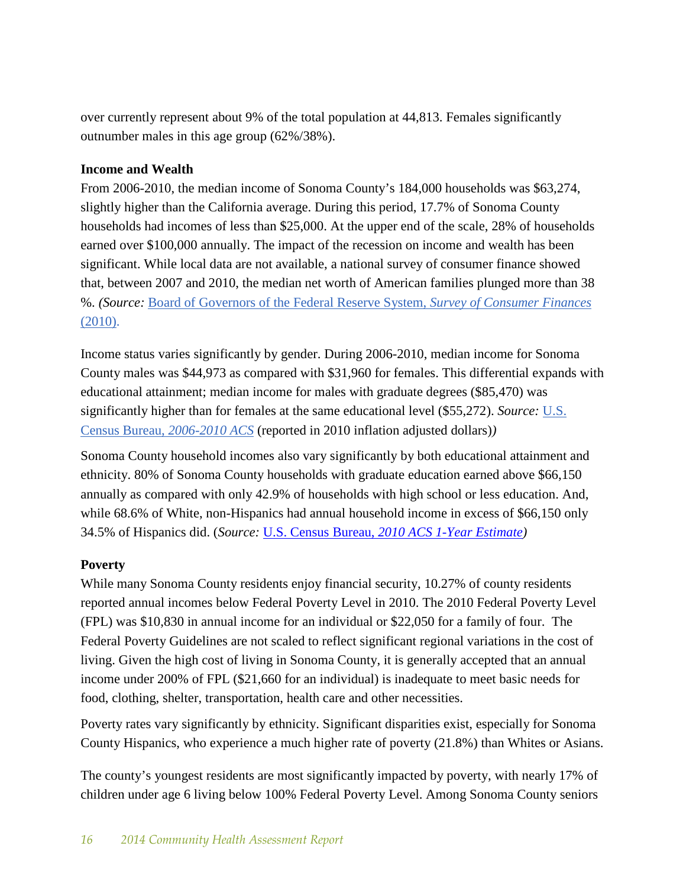over currently represent about 9% of the total population at 44,813. Females significantly outnumber males in this age group (62%/38%).

**Income and Wealth**

From 2006-2010, the median income of Sonoma County's 184,000 households was $63,274, slightly higher than the California average. During this period, 17.7% of Sonoma County households had incomes of less than $25,000. At the upper end of the scale, 28% of households earned over $100,000 annually. The impact of the recession on income and wealth has been significant. While local data are not available, a national survey of consumer finance showed that, between 2007 and 2010, the median net worth of American families plunged more than 38 %. *(Source:* Board of Governors of the Federal Reserve System, *Survey of Consumer Finances* (2010).

Income status varies significantly by gender. During 2006-2010, median income for Sonoma County males was $44,973 as compared with $31,960 for females. This differential expands with educational attainment; median income for males with graduate degrees ($85,470) was significantly higher than for females at the same educational level ($55,272). *Source:* U.S. Census Bureau, *2006-2010 ACS* (reported in 2010 inflation adjusted dollars)*)*

Sonoma County household incomes also vary significantly by both educational attainment and ethnicity. 80% of Sonoma County households with graduate education earned above $66,150 annually as compared with only 42.9% of households with high school or less education. And, while 68.6% of White, non-Hispanics had annual household income in excess of $66,150 only 34.5% of Hispanics did. (*Source:* U.S. Census Bureau, *2010 ACS 1-Year Estimate)*

**Poverty**

While many Sonoma County residents enjoy financial security, 10.27% of county residents reported annual incomes below Federal Poverty Level in 2010. The 2010 Federal Poverty Level (FPL) was $10,830 in annual income for an individual or $22,050 for a family of four. The Federal Poverty Guidelines are not scaled to reflect significant regional variations in the cost of living. Given the high cost of living in Sonoma County, it is generally accepted that an annual income under 200% of FPL ($21,660 for an individual) is inadequate to meet basic needs for food, clothing, shelter, transportation, health care and other necessities.

Poverty rates vary significantly by ethnicity. Significant disparities exist, especially for Sonoma County Hispanics, who experience a much higher rate of poverty (21.8%) than Whites or Asians.

The county's youngest residents are most significantly impacted by poverty, with nearly 17% of children under age 6 living below 100% Federal Poverty Level. Among Sonoma County seniors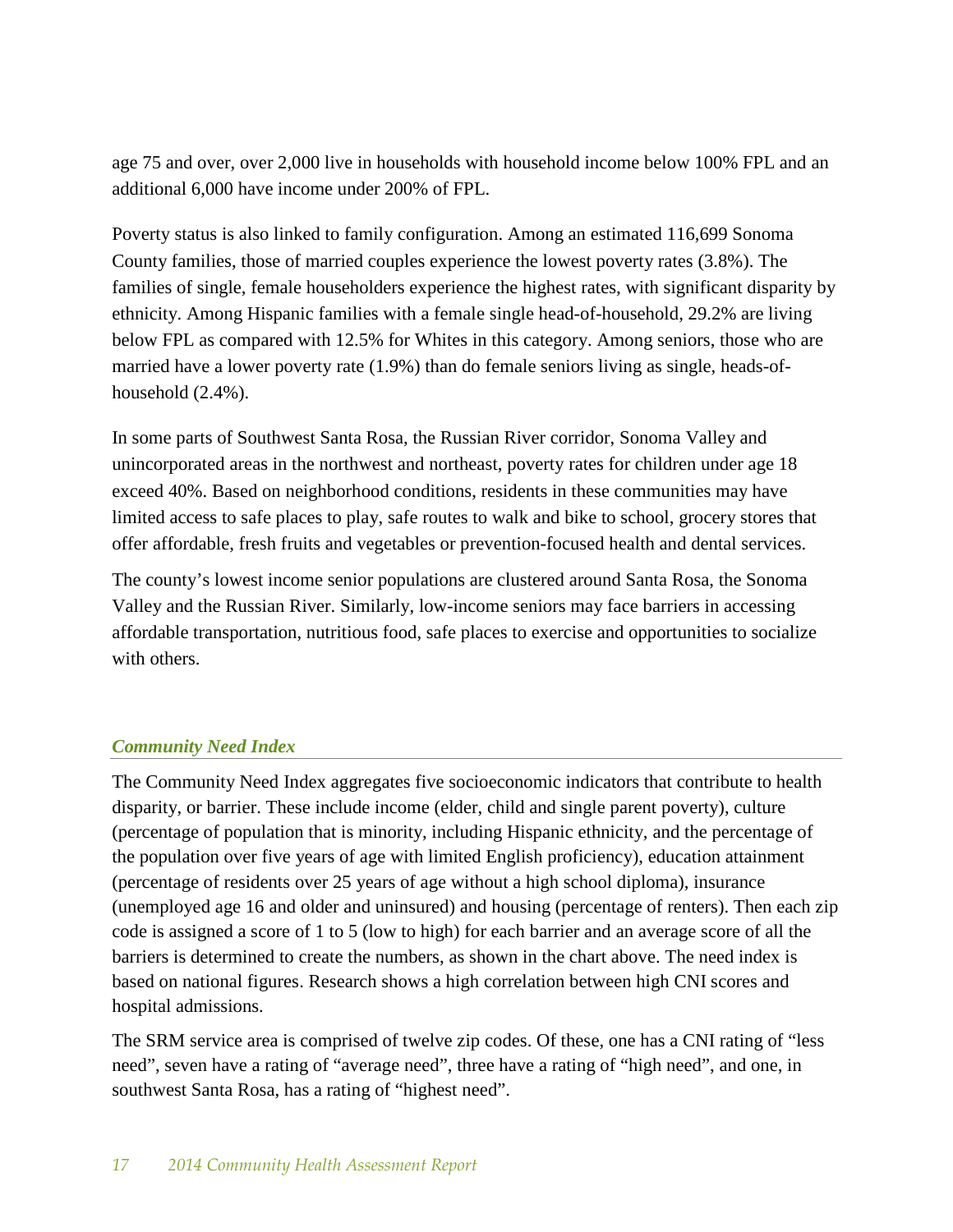age 75 and over, over 2,000 live in households with household income below 100% FPL and an additional 6,000 have income under 200% of FPL.

Poverty status is also linked to family configuration. Among an estimated 116,699 Sonoma County families, those of married couples experience the lowest poverty rates (3.8%). The families of single, female householders experience the highest rates, with significant disparity by ethnicity. Among Hispanic families with a female single head-of-household, 29.2% are living below FPL as compared with 12.5% for Whites in this category. Among seniors, those who are married have a lower poverty rate (1.9%) than do female seniors living as single, heads-of-household (2.4%).

In some parts of Southwest Santa Rosa, the Russian River corridor, Sonoma Valley and unincorporated areas in the northwest and northeast, poverty rates for children under age 18 exceed 40%. Based on neighborhood conditions, residents in these communities may have limited access to safe places to play, safe routes to walk and bike to school, grocery stores that offer affordable, fresh fruits and vegetables or prevention-focused health and dental services.

The county's lowest income senior populations are clustered around Santa Rosa, the Sonoma Valley and the Russian River. Similarly, low-income seniors may face barriers in accessing affordable transportation, nutritious food, safe places to exercise and opportunities to socialize with others.

### *Community Need Index*

The Community Need Index aggregates five socioeconomic indicators that contribute to health disparity, or barrier. These include income (elder, child and single parent poverty), culture (percentage of population that is minority, including Hispanic ethnicity, and the percentage of the population over five years of age with limited English proficiency), education attainment (percentage of residents over 25 years of age without a high school diploma), insurance (unemployed age 16 and older and uninsured) and housing (percentage of renters). Then each zip code is assigned a score of 1 to 5 (low to high) for each barrier and an average score of all the barriers is determined to create the numbers, as shown in the chart above. The need index is based on national figures. Research shows a high correlation between high CNI scores and hospital admissions.

The SRM service area is comprised of twelve zip codes. Of these, one has a CNI rating of "less need", seven have a rating of "average need", three have a rating of "high need", and one, in southwest Santa Rosa, has a rating of "highest need".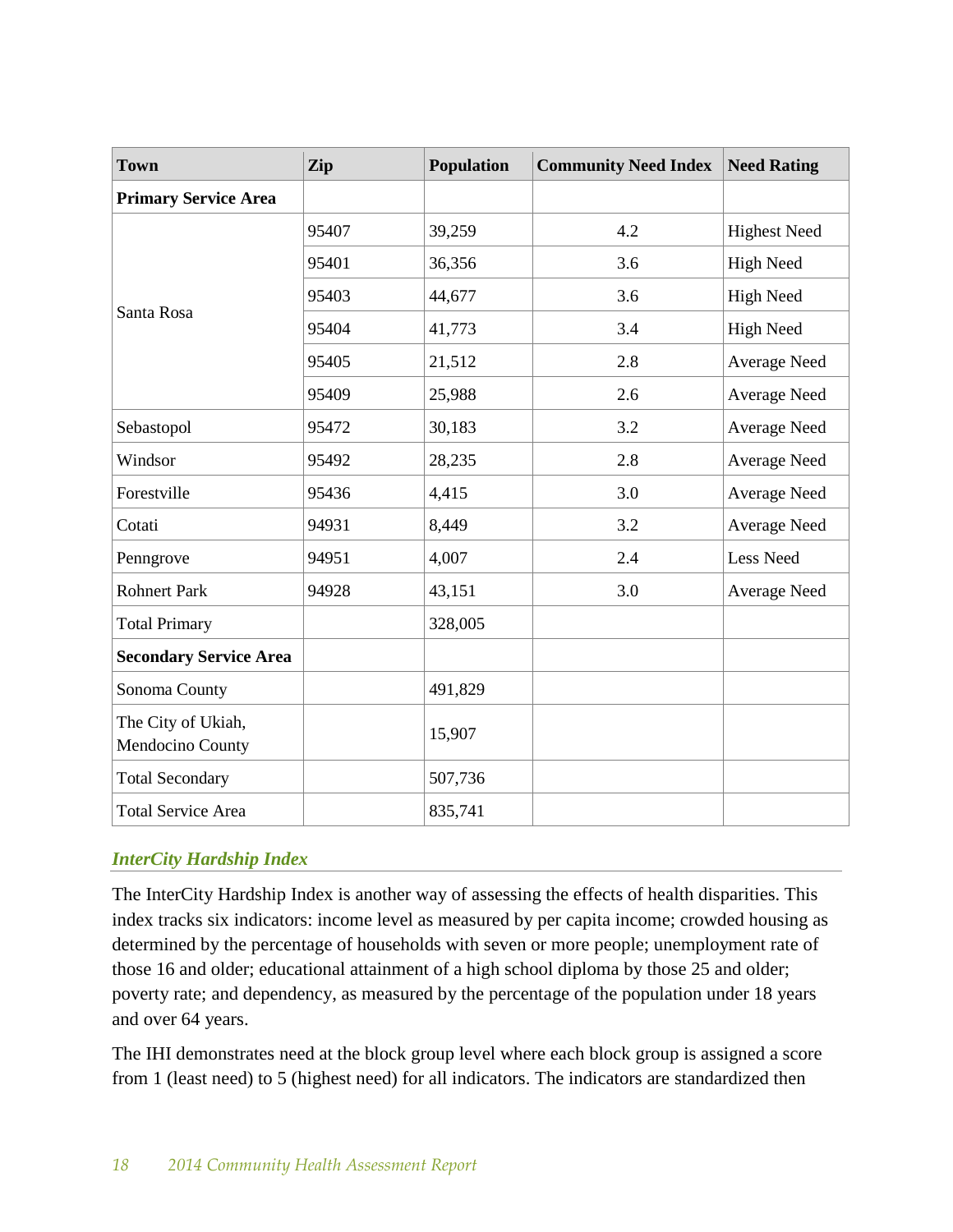| Town | Zip | Population | Community Need Index | Need Rating |
|---|---|---|---|---|
| **Primary Service Area** | | | | |
| Santa Rosa | 95407 | 39,259 | 4.2 | Highest Need |
| | 95401 | 36,356 | 3.6 | High Need |
| | 95403 | 44,677 | 3.6 | High Need |
| | 95404 | 41,773 | 3.4 | High Need |
| | 95405 | 21,512 | 2.8 | Average Need |
| | 95409 | 25,988 | 2.6 | Average Need |
| Sebastopol | 95472 | 30,183 | 3.2 | Average Need |
| Windsor | 95492 | 28,235 | 2.8 | Average Need |
| Forestville | 95436 | 4,415 | 3.0 | Average Need |
| Cotati | 94931 | 8,449 | 3.2 | Average Need |
| Penngrove | 94951 | 4,007 | 2.4 | Less Need |
| Rohnert Park | 94928 | 43,151 | 3.0 | Average Need |
| Total Primary | | 328,005 | | |
| **Secondary Service Area** | | | | |
| Sonoma County | | 491,829 | | |
| The City of Ukiah, Mendocino County | | 15,907 | | |
| Total Secondary | | 507,736 | | |
| Total Service Area | | 835,741 | | |

### *InterCity Hardship Index*

The InterCity Hardship Index is another way of assessing the effects of health disparities. This index tracks six indicators: income level as measured by per capita income; crowded housing as determined by the percentage of households with seven or more people; unemployment rate of those 16 and older; educational attainment of a high school diploma by those 25 and older; poverty rate; and dependency, as measured by the percentage of the population under 18 years and over 64 years.

The IHI demonstrates need at the block group level where each block group is assigned a score from 1 (least need) to 5 (highest need) for all indicators. The indicators are standardized then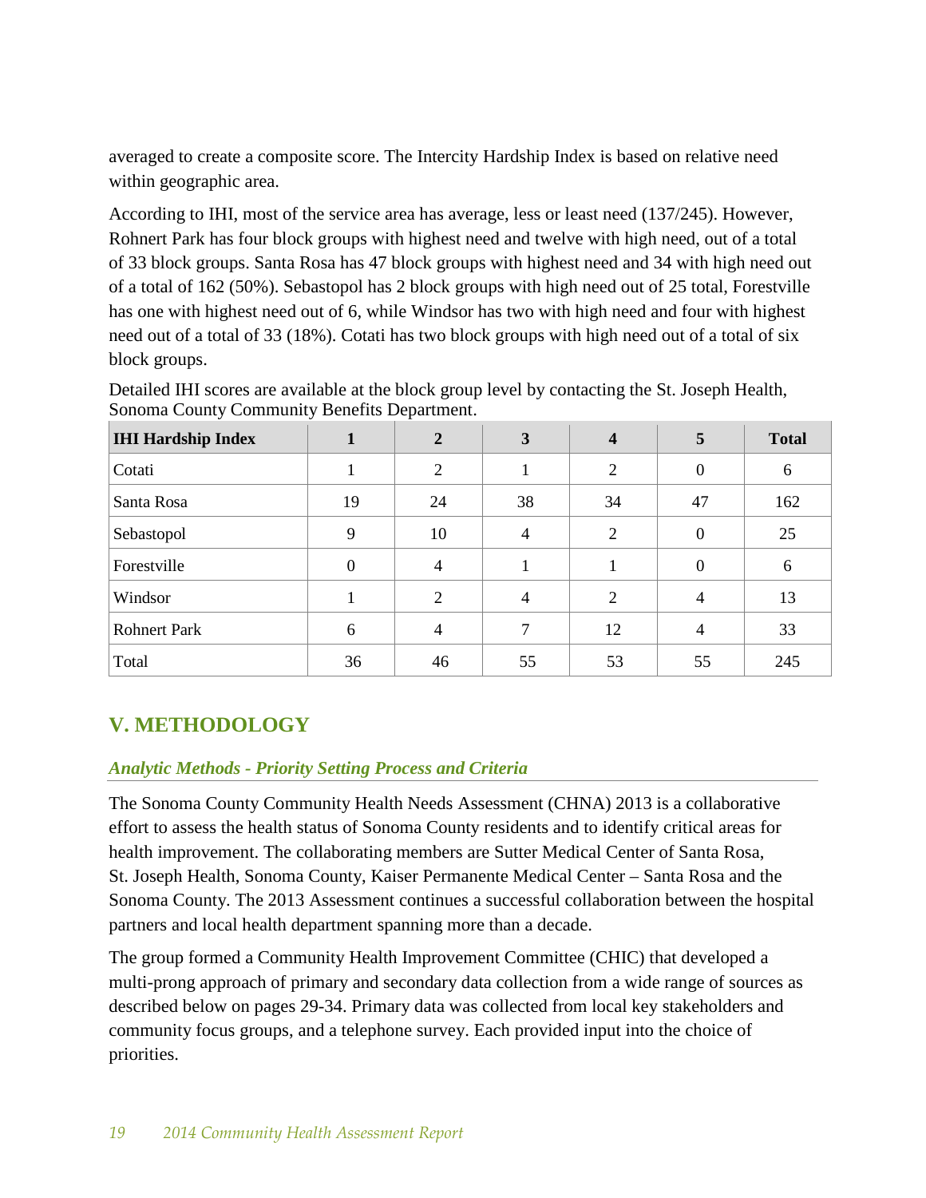averaged to create a composite score. The Intercity Hardship Index is based on relative need within geographic area.

According to IHI, most of the service area has average, less or least need (137/245). However, Rohnert Park has four block groups with highest need and twelve with high need, out of a total of 33 block groups. Santa Rosa has 47 block groups with highest need and 34 with high need out of a total of 162 (50%). Sebastopol has 2 block groups with high need out of 25 total, Forestville has one with highest need out of 6, while Windsor has two with high need and four with highest need out of a total of 33 (18%). Cotati has two block groups with high need out of a total of six block groups.

Detailed IHI scores are available at the block group level by contacting the St. Joseph Health, Sonoma County Community Benefits Department.

| **IHI Hardship Index** | **1** | **2** | **3** | **4** | **5** | **Total** |
|---|---|---|---|---|---|---|
| Cotati | 1 | 2 | 1 | 2 | 0 | 6 |
| Santa Rosa | 19 | 24 | 38 | 34 | 47 | 162 |
| Sebastopol | 9 | 10 | 4 | 2 | 0 | 25 |
| Forestville | 0 | 4 | 1 | 1 | 0 | 6 |
| Windsor | 1 | 2 | 4 | 2 | 4 | 13 |
| Rohnert Park | 6 | 4 | 7 | 12 | 4 | 33 |
| Total | 36 | 46 | 55 | 53 | 55 | 245 |

## V. METHODOLOGY

### *Analytic Methods - Priority Setting Process and Criteria*

The Sonoma County Community Health Needs Assessment (CHNA) 2013 is a collaborative effort to assess the health status of Sonoma County residents and to identify critical areas for health improvement. The collaborating members are Sutter Medical Center of Santa Rosa, St. Joseph Health, Sonoma County, Kaiser Permanente Medical Center – Santa Rosa and the Sonoma County. The 2013 Assessment continues a successful collaboration between the hospital partners and local health department spanning more than a decade.

The group formed a Community Health Improvement Committee (CHIC) that developed a multi-prong approach of primary and secondary data collection from a wide range of sources as described below on pages 29-34. Primary data was collected from local key stakeholders and community focus groups, and a telephone survey. Each provided input into the choice of priorities.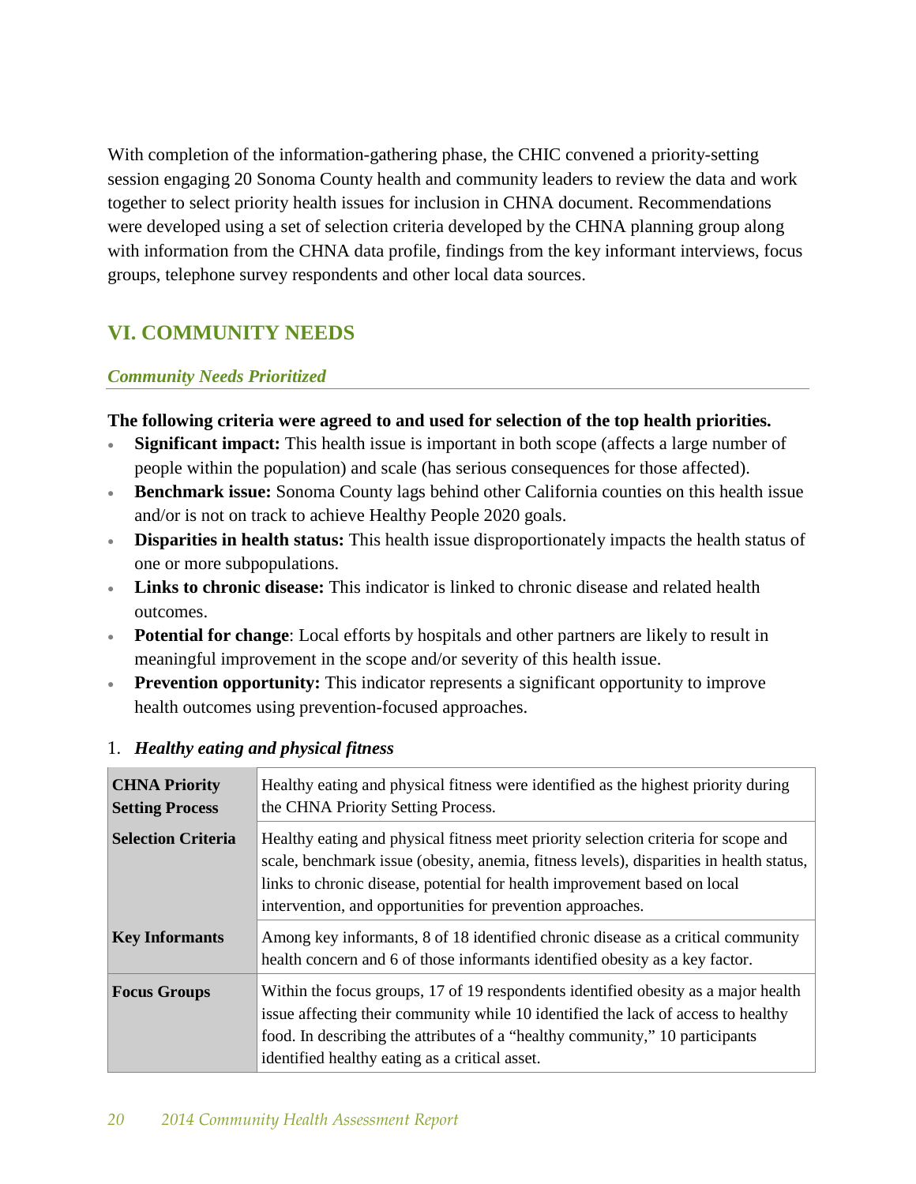With completion of the information-gathering phase, the CHIC convened a priority-setting session engaging 20 Sonoma County health and community leaders to review the data and work together to select priority health issues for inclusion in CHNA document. Recommendations were developed using a set of selection criteria developed by the CHNA planning group along with information from the CHNA data profile, findings from the key informant interviews, focus groups, telephone survey respondents and other local data sources.

## VI. COMMUNITY NEEDS

### *Community Needs Prioritized*

**The following criteria were agreed to and used for selection of the top health priorities.**

- **Significant impact:** This health issue is important in both scope (affects a large number of people within the population) and scale (has serious consequences for those affected).
- **Benchmark issue:** Sonoma County lags behind other California counties on this health issue and/or is not on track to achieve Healthy People 2020 goals.
- **Disparities in health status:** This health issue disproportionately impacts the health status of one or more subpopulations.
- **Links to chronic disease:** This indicator is linked to chronic disease and related health outcomes.
- **Potential for change**: Local efforts by hospitals and other partners are likely to result in meaningful improvement in the scope and/or severity of this health issue.
- **Prevention opportunity:** This indicator represents a significant opportunity to improve health outcomes using prevention-focused approaches.

1. ***Healthy eating and physical fitness***

| | |
|---|---|
| **CHNA Priority Setting Process** | Healthy eating and physical fitness were identified as the highest priority during the CHNA Priority Setting Process. |
| **Selection Criteria** | Healthy eating and physical fitness meet priority selection criteria for scope and scale, benchmark issue (obesity, anemia, fitness levels), disparities in health status, links to chronic disease, potential for health improvement based on local intervention, and opportunities for prevention approaches. |
| **Key Informants** | Among key informants, 8 of 18 identified chronic disease as a critical community health concern and 6 of those informants identified obesity as a key factor. |
| **Focus Groups** | Within the focus groups, 17 of 19 respondents identified obesity as a major health issue affecting their community while 10 identified the lack of access to healthy food. In describing the attributes of a "healthy community," 10 participants identified healthy eating as a critical asset. |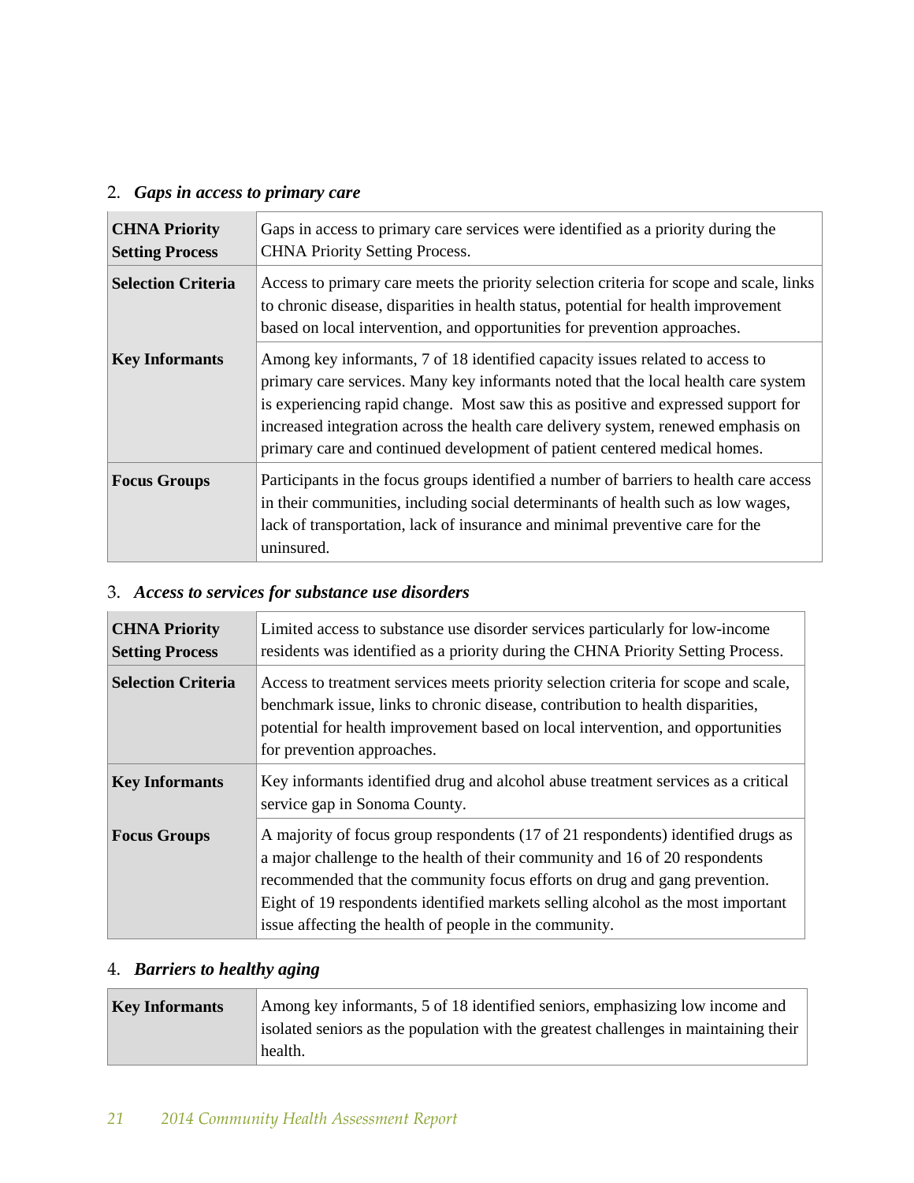2. ***Gaps in access to primary care***

| | |
|---|---|
| **CHNA Priority Setting Process** | Gaps in access to primary care services were identified as a priority during the CHNA Priority Setting Process. |
| **Selection Criteria** | Access to primary care meets the priority selection criteria for scope and scale, links to chronic disease, disparities in health status, potential for health improvement based on local intervention, and opportunities for prevention approaches. |
| **Key Informants** | Among key informants, 7 of 18 identified capacity issues related to access to primary care services. Many key informants noted that the local health care system is experiencing rapid change. Most saw this as positive and expressed support for increased integration across the health care delivery system, renewed emphasis on primary care and continued development of patient centered medical homes. |
| **Focus Groups** | Participants in the focus groups identified a number of barriers to health care access in their communities, including social determinants of health such as low wages, lack of transportation, lack of insurance and minimal preventive care for the uninsured. |

3. ***Access to services for substance use disorders***

| | |
|---|---|
| **CHNA Priority Setting Process** | Limited access to substance use disorder services particularly for low-income residents was identified as a priority during the CHNA Priority Setting Process. |
| **Selection Criteria** | Access to treatment services meets priority selection criteria for scope and scale, benchmark issue, links to chronic disease, contribution to health disparities, potential for health improvement based on local intervention, and opportunities for prevention approaches. |
| **Key Informants** | Key informants identified drug and alcohol abuse treatment services as a critical service gap in Sonoma County. |
| **Focus Groups** | A majority of focus group respondents (17 of 21 respondents) identified drugs as a major challenge to the health of their community and 16 of 20 respondents recommended that the community focus efforts on drug and gang prevention. Eight of 19 respondents identified markets selling alcohol as the most important issue affecting the health of people in the community. |

4. ***Barriers to healthy aging***

| | |
|---|---|
| **Key Informants** | Among key informants, 5 of 18 identified seniors, emphasizing low income and isolated seniors as the population with the greatest challenges in maintaining their health. |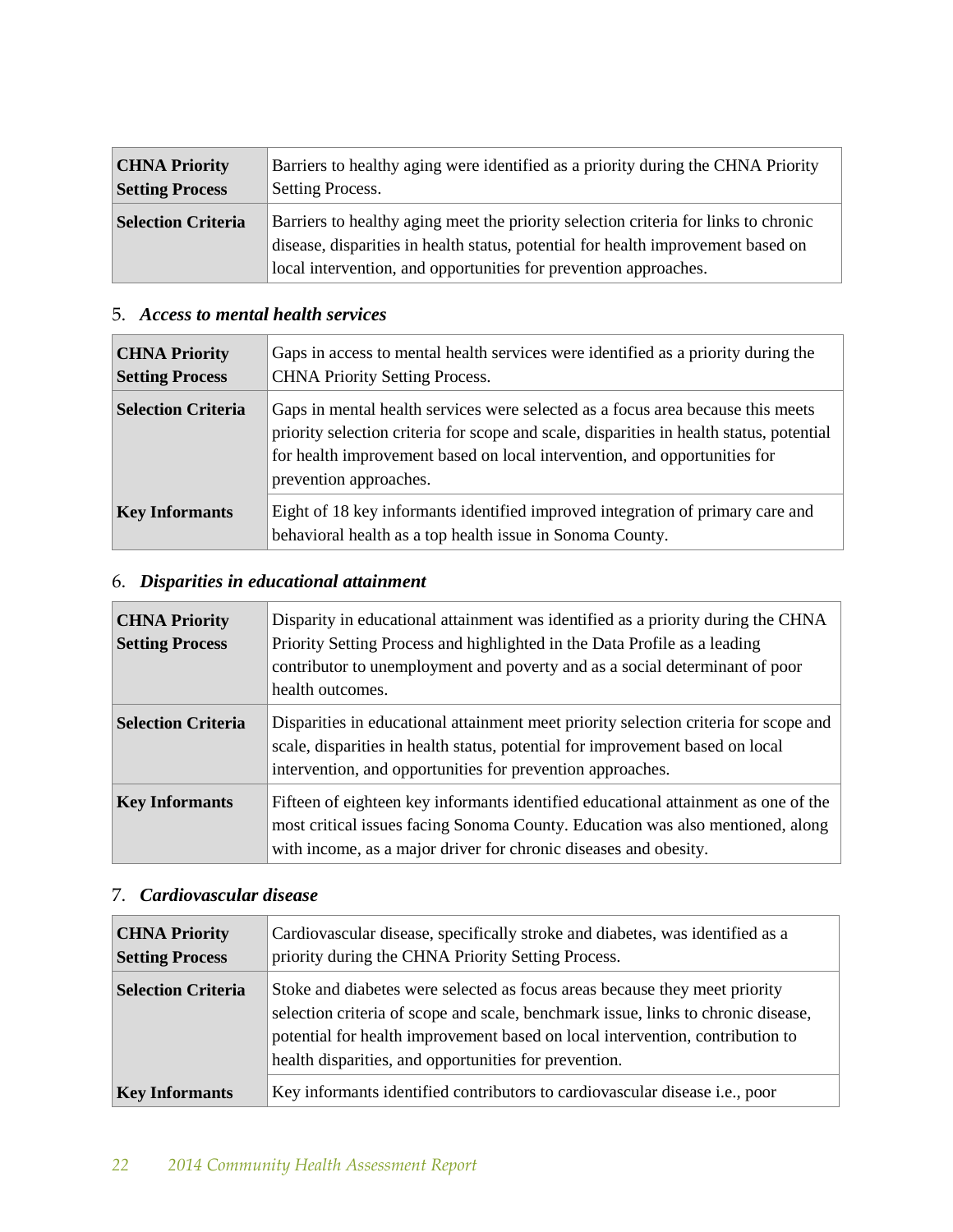| | |
|---|---|
| **CHNA Priority Setting Process** | Barriers to healthy aging were identified as a priority during the CHNA Priority Setting Process. |
| **Selection Criteria** | Barriers to healthy aging meet the priority selection criteria for links to chronic disease, disparities in health status, potential for health improvement based on local intervention, and opportunities for prevention approaches. |

5. ***Access to mental health services***

| | |
|---|---|
| **CHNA Priority Setting Process** | Gaps in access to mental health services were identified as a priority during the CHNA Priority Setting Process. |
| **Selection Criteria** | Gaps in mental health services were selected as a focus area because this meets priority selection criteria for scope and scale, disparities in health status, potential for health improvement based on local intervention, and opportunities for prevention approaches. |
| **Key Informants** | Eight of 18 key informants identified improved integration of primary care and behavioral health as a top health issue in Sonoma County. |

6. ***Disparities in educational attainment***

| | |
|---|---|
| **CHNA Priority Setting Process** | Disparity in educational attainment was identified as a priority during the CHNA Priority Setting Process and highlighted in the Data Profile as a leading contributor to unemployment and poverty and as a social determinant of poor health outcomes. |
| **Selection Criteria** | Disparities in educational attainment meet priority selection criteria for scope and scale, disparities in health status, potential for improvement based on local intervention, and opportunities for prevention approaches. |
| **Key Informants** | Fifteen of eighteen key informants identified educational attainment as one of the most critical issues facing Sonoma County. Education was also mentioned, along with income, as a major driver for chronic diseases and obesity. |

7. ***Cardiovascular disease***

| | |
|---|---|
| **CHNA Priority Setting Process** | Cardiovascular disease, specifically stroke and diabetes, was identified as a priority during the CHNA Priority Setting Process. |
| **Selection Criteria** | Stoke and diabetes were selected as focus areas because they meet priority selection criteria of scope and scale, benchmark issue, links to chronic disease, potential for health improvement based on local intervention, contribution to health disparities, and opportunities for prevention. |
| **Key Informants** | Key informants identified contributors to cardiovascular disease i.e., poor |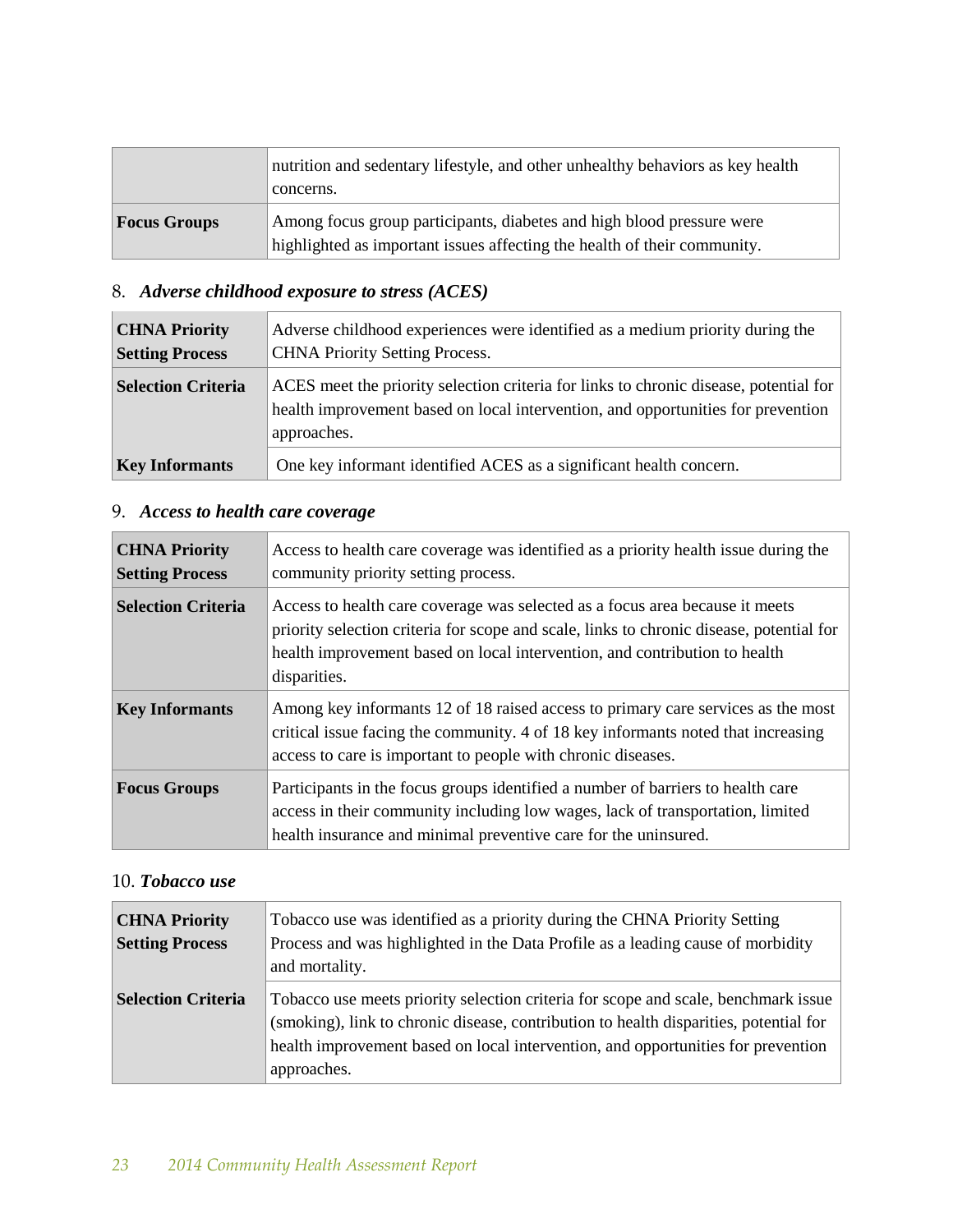| | |
|---|---|
| | nutrition and sedentary lifestyle, and other unhealthy behaviors as key health concerns. |
| **Focus Groups** | Among focus group participants, diabetes and high blood pressure were highlighted as important issues affecting the health of their community. |

8. ***Adverse childhood exposure to stress (ACES)***

| | |
|---|---|
| **CHNA Priority Setting Process** | Adverse childhood experiences were identified as a medium priority during the CHNA Priority Setting Process. |
| **Selection Criteria** | ACES meet the priority selection criteria for links to chronic disease, potential for health improvement based on local intervention, and opportunities for prevention approaches. |
| **Key Informants** | One key informant identified ACES as a significant health concern. |

9. ***Access to health care coverage***

| | |
|---|---|
| **CHNA Priority Setting Process** | Access to health care coverage was identified as a priority health issue during the community priority setting process. |
| **Selection Criteria** | Access to health care coverage was selected as a focus area because it meets priority selection criteria for scope and scale, links to chronic disease, potential for health improvement based on local intervention, and contribution to health disparities. |
| **Key Informants** | Among key informants 12 of 18 raised access to primary care services as the most critical issue facing the community. 4 of 18 key informants noted that increasing access to care is important to people with chronic diseases. |
| **Focus Groups** | Participants in the focus groups identified a number of barriers to health care access in their community including low wages, lack of transportation, limited health insurance and minimal preventive care for the uninsured. |

10. ***Tobacco use***

| | |
|---|---|
| **CHNA Priority Setting Process** | Tobacco use was identified as a priority during the CHNA Priority Setting Process and was highlighted in the Data Profile as a leading cause of morbidity and mortality. |
| **Selection Criteria** | Tobacco use meets priority selection criteria for scope and scale, benchmark issue (smoking), link to chronic disease, contribution to health disparities, potential for health improvement based on local intervention, and opportunities for prevention approaches. |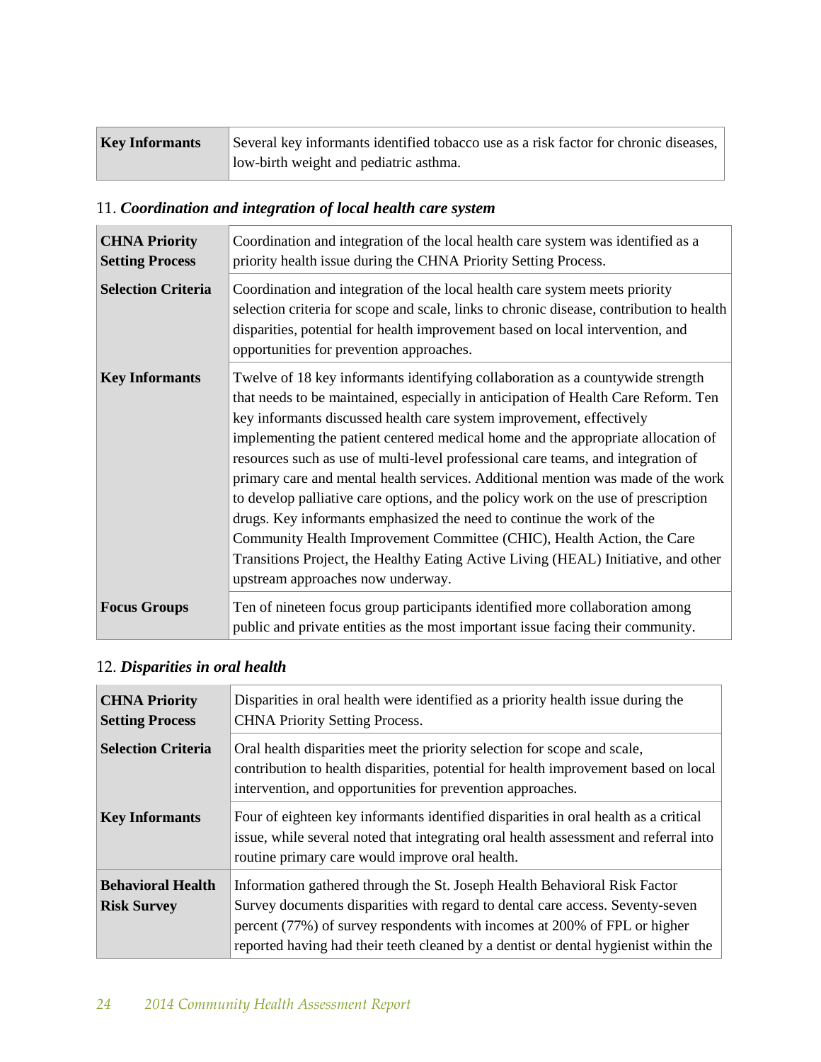| | |
|---|---|
| **Key Informants** | Several key informants identified tobacco use as a risk factor for chronic diseases, low-birth weight and pediatric asthma. |

### 11. *Coordination and integration of local health care system*

| | |
|---|---|
| **CHNA Priority Setting Process** | Coordination and integration of the local health care system was identified as a priority health issue during the CHNA Priority Setting Process. |
| **Selection Criteria** | Coordination and integration of the local health care system meets priority selection criteria for scope and scale, links to chronic disease, contribution to health disparities, potential for health improvement based on local intervention, and opportunities for prevention approaches. |
| **Key Informants** | Twelve of 18 key informants identifying collaboration as a countywide strength that needs to be maintained, especially in anticipation of Health Care Reform. Ten key informants discussed health care system improvement, effectively implementing the patient centered medical home and the appropriate allocation of resources such as use of multi-level professional care teams, and integration of primary care and mental health services. Additional mention was made of the work to develop palliative care options, and the policy work on the use of prescription drugs. Key informants emphasized the need to continue the work of the Community Health Improvement Committee (CHIC), Health Action, the Care Transitions Project, the Healthy Eating Active Living (HEAL) Initiative, and other upstream approaches now underway. |
| **Focus Groups** | Ten of nineteen focus group participants identified more collaboration among public and private entities as the most important issue facing their community. |

### 12. *Disparities in oral health*

| | |
|---|---|
| **CHNA Priority Setting Process** | Disparities in oral health were identified as a priority health issue during the CHNA Priority Setting Process. |
| **Selection Criteria** | Oral health disparities meet the priority selection for scope and scale, contribution to health disparities, potential for health improvement based on local intervention, and opportunities for prevention approaches. |
| **Key Informants** | Four of eighteen key informants identified disparities in oral health as a critical issue, while several noted that integrating oral health assessment and referral into routine primary care would improve oral health. |
| **Behavioral Health Risk Survey** | Information gathered through the St. Joseph Health Behavioral Risk Factor Survey documents disparities with regard to dental care access. Seventy-seven percent (77%) of survey respondents with incomes at 200% of FPL or higher reported having had their teeth cleaned by a dentist or dental hygienist within the |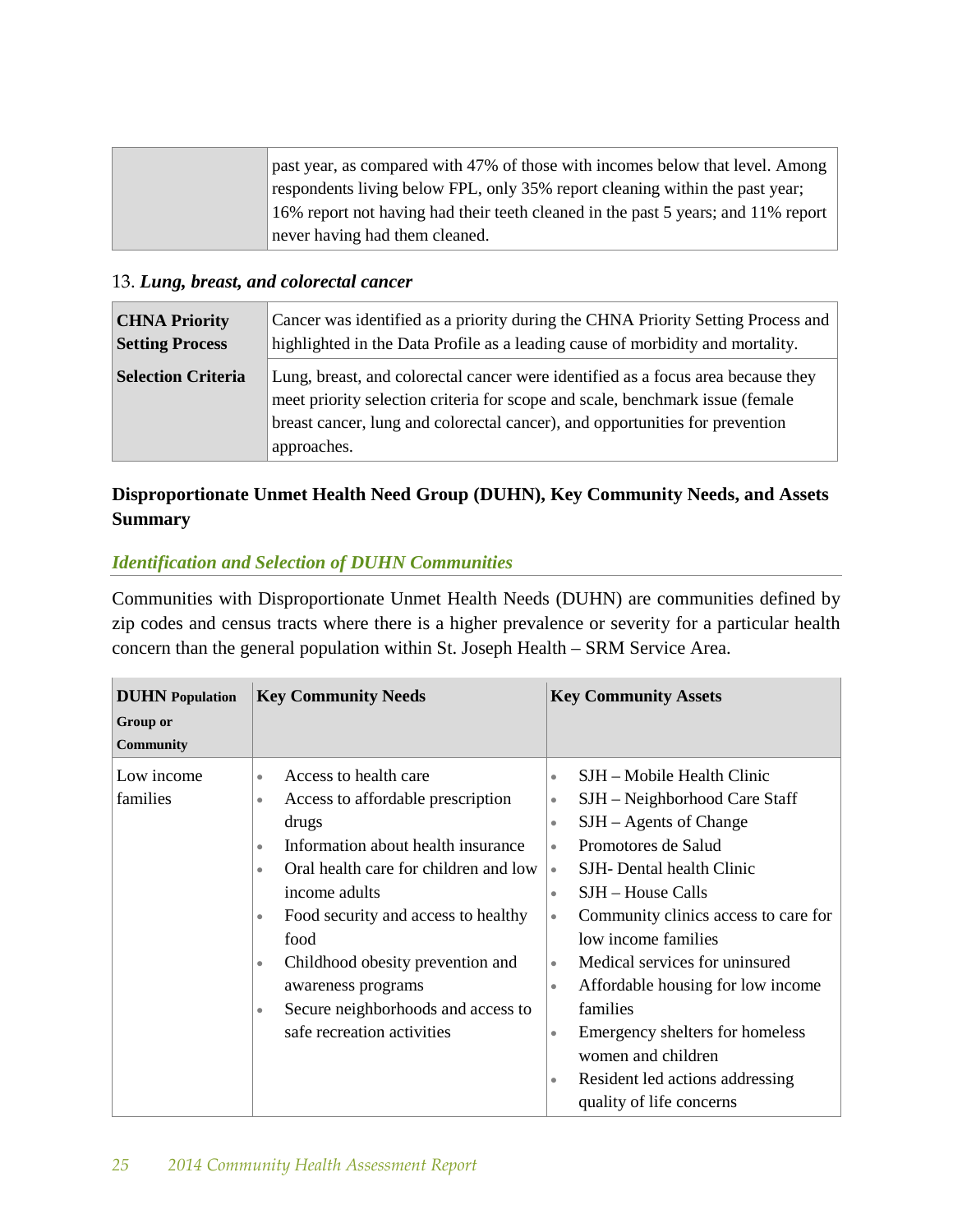| | |
|---|---|
| | past year, as compared with 47% of those with incomes below that level. Among respondents living below FPL, only 35% report cleaning within the past year; 16% report not having had their teeth cleaned in the past 5 years; and 11% report never having had them cleaned. |

13. ***Lung, breast, and colorectal cancer***

| | |
|---|---|
| **CHNA Priority Setting Process** | Cancer was identified as a priority during the CHNA Priority Setting Process and highlighted in the Data Profile as a leading cause of morbidity and mortality. |
| **Selection Criteria** | Lung, breast, and colorectal cancer were identified as a focus area because they meet priority selection criteria for scope and scale, benchmark issue (female breast cancer, lung and colorectal cancer), and opportunities for prevention approaches. |

**Disproportionate Unmet Health Need Group (DUHN), Key Community Needs, and Assets Summary**

### *Identification and Selection of DUHN Communities*

Communities with Disproportionate Unmet Health Needs (DUHN) are communities defined by zip codes and census tracts where there is a higher prevalence or severity for a particular health concern than the general population within St. Joseph Health – SRM Service Area.

| **DUHN Population Group or Community** | **Key Community Needs** | **Key Community Assets** |
|---|---|---|
| Low income families | • Access to health care<br>• Access to affordable prescription drugs<br>• Information about health insurance<br>• Oral health care for children and low income adults<br>• Food security and access to healthy food<br>• Childhood obesity prevention and awareness programs<br>• Secure neighborhoods and access to safe recreation activities | • SJH – Mobile Health Clinic<br>• SJH – Neighborhood Care Staff<br>• SJH – Agents of Change<br>• Promotores de Salud<br>• SJH- Dental health Clinic<br>• SJH – House Calls<br>• Community clinics access to care for low income families<br>• Medical services for uninsured<br>• Affordable housing for low income families<br>• Emergency shelters for homeless women and children<br>• Resident led actions addressing quality of life concerns |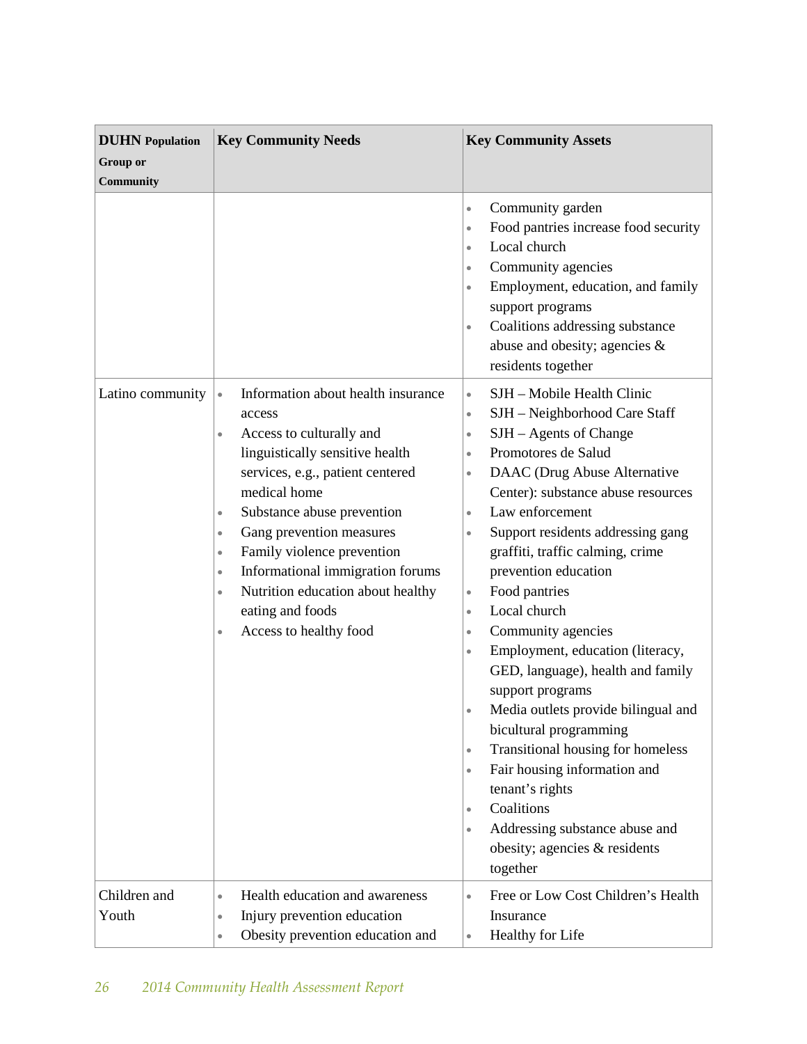| DUHN Population Group or Community | Key Community Needs | Key Community Assets |
|---|---|---|
| | | • Community garden<br>• Food pantries increase food security<br>• Local church<br>• Community agencies<br>• Employment, education, and family support programs<br>• Coalitions addressing substance abuse and obesity; agencies & residents together |
| Latino community | • Information about health insurance access<br>• Access to culturally and linguistically sensitive health services, e.g., patient centered medical home<br>• Substance abuse prevention<br>• Gang prevention measures<br>• Family violence prevention<br>• Informational immigration forums<br>• Nutrition education about healthy eating and foods<br>• Access to healthy food | • SJH – Mobile Health Clinic<br>• SJH – Neighborhood Care Staff<br>• SJH – Agents of Change<br>• Promotores de Salud<br>• DAAC (Drug Abuse Alternative Center): substance abuse resources<br>• Law enforcement<br>• Support residents addressing gang graffiti, traffic calming, crime prevention education<br>• Food pantries<br>• Local church<br>• Community agencies<br>• Employment, education (literacy, GED, language), health and family support programs<br>• Media outlets provide bilingual and bicultural programming<br>• Transitional housing for homeless<br>• Fair housing information and tenant's rights<br>• Coalitions<br>• Addressing substance abuse and obesity; agencies & residents together |
| Children and Youth | • Health education and awareness<br>• Injury prevention education<br>• Obesity prevention education and | • Free or Low Cost Children's Health Insurance<br>• Healthy for Life |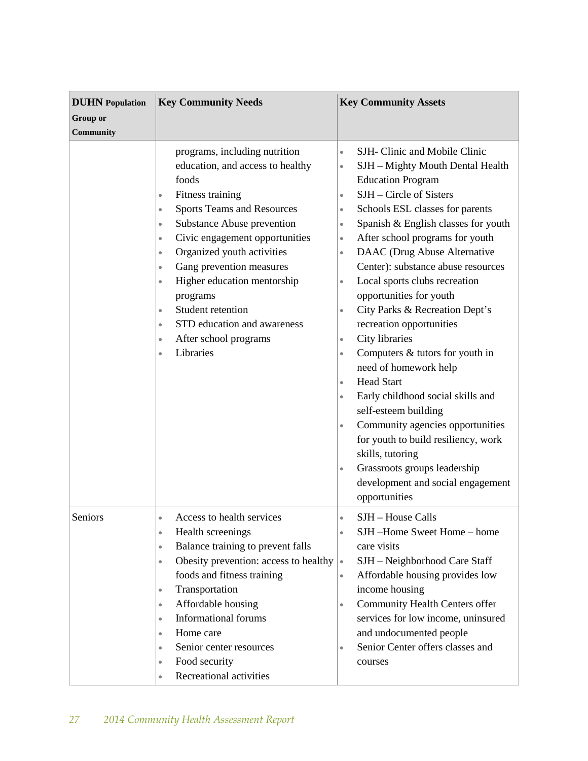| DUHN Population Group or Community | Key Community Needs | Key Community Assets |
|---|---|---|
| | programs, including nutrition education, and access to healthy foods<br>• Fitness training<br>• Sports Teams and Resources<br>• Substance Abuse prevention<br>• Civic engagement opportunities<br>• Organized youth activities<br>• Gang prevention measures<br>• Higher education mentorship programs<br>• Student retention<br>• STD education and awareness<br>• After school programs<br>• Libraries | • SJH- Clinic and Mobile Clinic<br>• SJH – Mighty Mouth Dental Health Education Program<br>• SJH – Circle of Sisters<br>• Schools ESL classes for parents<br>• Spanish & English classes for youth<br>• After school programs for youth<br>• DAAC (Drug Abuse Alternative Center): substance abuse resources<br>• Local sports clubs recreation opportunities for youth<br>• City Parks & Recreation Dept's recreation opportunities<br>• City libraries<br>• Computers & tutors for youth in need of homework help<br>• Head Start<br>• Early childhood social skills and self-esteem building<br>• Community agencies opportunities for youth to build resiliency, work skills, tutoring<br>• Grassroots groups leadership development and social engagement opportunities |
| Seniors | • Access to health services<br>• Health screenings<br>• Balance training to prevent falls<br>• Obesity prevention: access to healthy foods and fitness training<br>• Transportation<br>• Affordable housing<br>• Informational forums<br>• Home care<br>• Senior center resources<br>• Food security<br>• Recreational activities | • SJH – House Calls<br>• SJH –Home Sweet Home – home care visits<br>• SJH – Neighborhood Care Staff<br>• Affordable housing provides low income housing<br>• Community Health Centers offer services for low income, uninsured and undocumented people<br>• Senior Center offers classes and courses |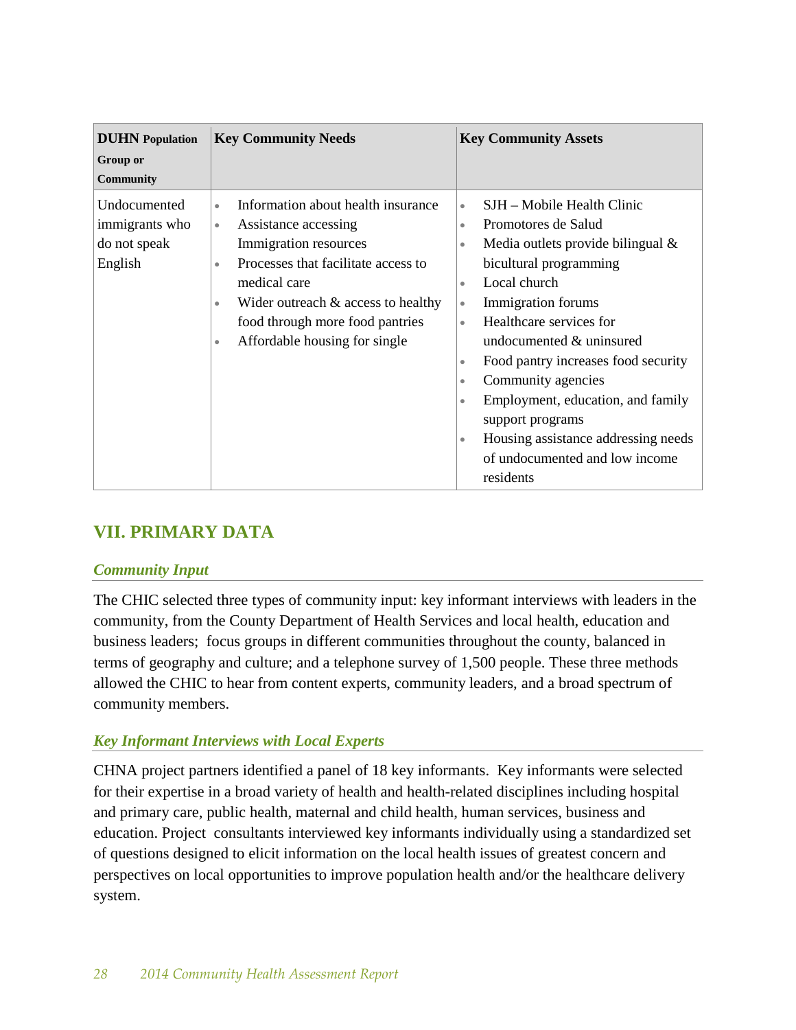| **DUHN** **Population Group or Community** | **Key Community Needs** | **Key Community Assets** |
|---|---|---|
| Undocumented immigrants who do not speak English | • Information about health insurance<br>• Assistance accessing Immigration resources<br>• Processes that facilitate access to medical care<br>• Wider outreach & access to healthy food through more food pantries<br>• Affordable housing for single | • SJH – Mobile Health Clinic<br>• Promotores de Salud<br>• Media outlets provide bilingual & bicultural programming<br>• Local church<br>• Immigration forums<br>• Healthcare services for undocumented & uninsured<br>• Food pantry increases food security<br>• Community agencies<br>• Employment, education, and family support programs<br>• Housing assistance addressing needs of undocumented and low income residents |

## VII. PRIMARY DATA

### *Community Input*

The CHIC selected three types of community input: key informant interviews with leaders in the community, from the County Department of Health Services and local health, education and business leaders; focus groups in different communities throughout the county, balanced in terms of geography and culture; and a telephone survey of 1,500 people. These three methods allowed the CHIC to hear from content experts, community leaders, and a broad spectrum of community members.

### *Key Informant Interviews with Local Experts*

CHNA project partners identified a panel of 18 key informants. Key informants were selected for their expertise in a broad variety of health and health-related disciplines including hospital and primary care, public health, maternal and child health, human services, business and education. Project consultants interviewed key informants individually using a standardized set of questions designed to elicit information on the local health issues of greatest concern and perspectives on local opportunities to improve population health and/or the healthcare delivery system.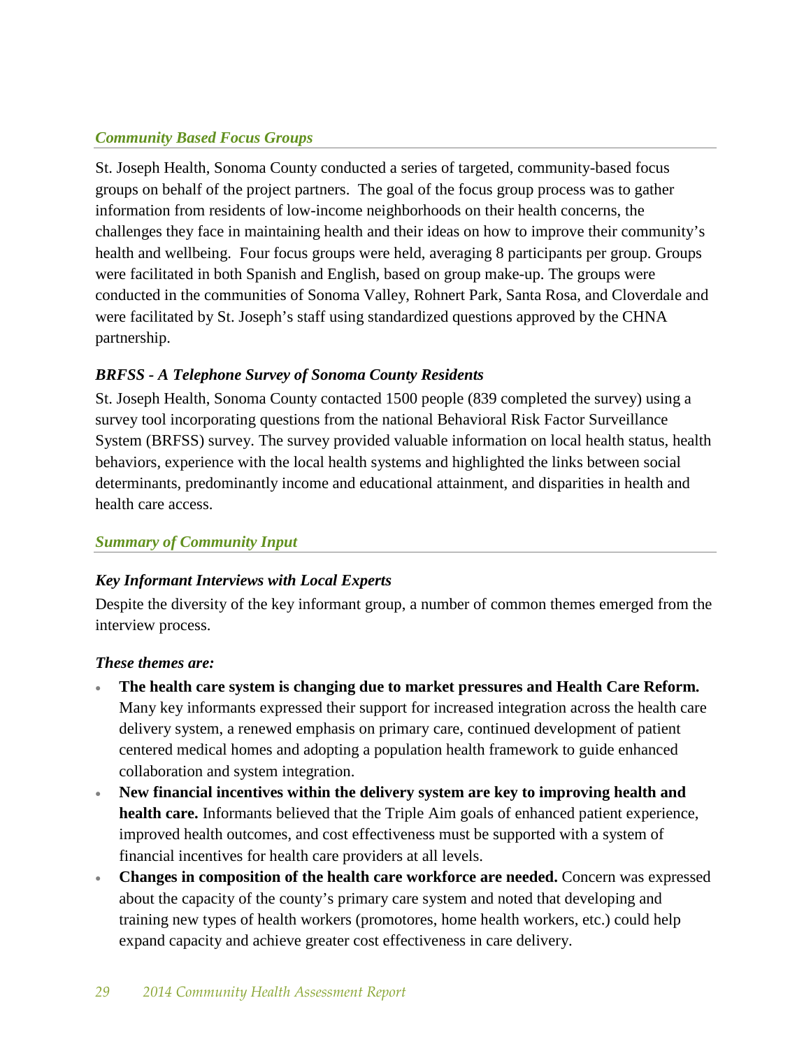### *Community Based Focus Groups*

St. Joseph Health, Sonoma County conducted a series of targeted, community-based focus groups on behalf of the project partners. The goal of the focus group process was to gather information from residents of low-income neighborhoods on their health concerns, the challenges they face in maintaining health and their ideas on how to improve their community's health and wellbeing. Four focus groups were held, averaging 8 participants per group. Groups were facilitated in both Spanish and English, based on group make-up. The groups were conducted in the communities of Sonoma Valley, Rohnert Park, Santa Rosa, and Cloverdale and were facilitated by St. Joseph's staff using standardized questions approved by the CHNA partnership.

#### *BRFSS - A Telephone Survey of Sonoma County Residents*

St. Joseph Health, Sonoma County contacted 1500 people (839 completed the survey) using a survey tool incorporating questions from the national Behavioral Risk Factor Surveillance System (BRFSS) survey. The survey provided valuable information on local health status, health behaviors, experience with the local health systems and highlighted the links between social determinants, predominantly income and educational attainment, and disparities in health and health care access.

### *Summary of Community Input*

#### *Key Informant Interviews with Local Experts*

Despite the diversity of the key informant group, a number of common themes emerged from the interview process.

***These themes are:***

- **The health care system is changing due to market pressures and Health Care Reform.** Many key informants expressed their support for increased integration across the health care delivery system, a renewed emphasis on primary care, continued development of patient centered medical homes and adopting a population health framework to guide enhanced collaboration and system integration.
- **New financial incentives within the delivery system are key to improving health and health care.** Informants believed that the Triple Aim goals of enhanced patient experience, improved health outcomes, and cost effectiveness must be supported with a system of financial incentives for health care providers at all levels.
- **Changes in composition of the health care workforce are needed.** Concern was expressed about the capacity of the county's primary care system and noted that developing and training new types of health workers (promotores, home health workers, etc.) could help expand capacity and achieve greater cost effectiveness in care delivery.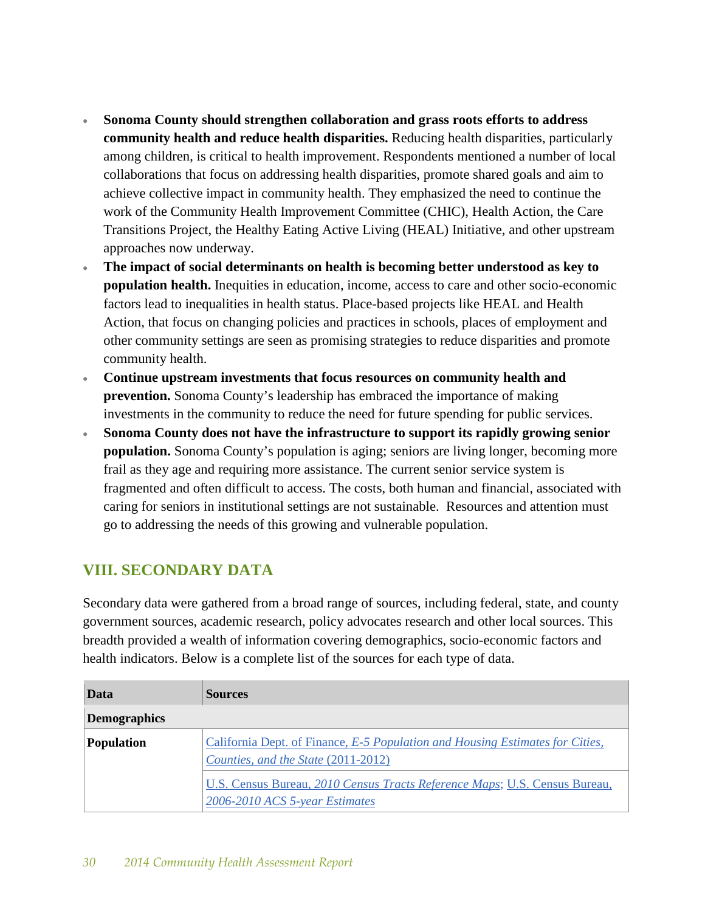- **Sonoma County should strengthen collaboration and grass roots efforts to address community health and reduce health disparities.** Reducing health disparities, particularly among children, is critical to health improvement. Respondents mentioned a number of local collaborations that focus on addressing health disparities, promote shared goals and aim to achieve collective impact in community health. They emphasized the need to continue the work of the Community Health Improvement Committee (CHIC), Health Action, the Care Transitions Project, the Healthy Eating Active Living (HEAL) Initiative, and other upstream approaches now underway.
- **The impact of social determinants on health is becoming better understood as key to population health.** Inequities in education, income, access to care and other socio-economic factors lead to inequalities in health status. Place-based projects like HEAL and Health Action, that focus on changing policies and practices in schools, places of employment and other community settings are seen as promising strategies to reduce disparities and promote community health.
- **Continue upstream investments that focus resources on community health and prevention.** Sonoma County's leadership has embraced the importance of making investments in the community to reduce the need for future spending for public services.
- **Sonoma County does not have the infrastructure to support its rapidly growing senior population.** Sonoma County's population is aging; seniors are living longer, becoming more frail as they age and requiring more assistance. The current senior service system is fragmented and often difficult to access. The costs, both human and financial, associated with caring for seniors in institutional settings are not sustainable. Resources and attention must go to addressing the needs of this growing and vulnerable population.

## VIII. SECONDARY DATA

Secondary data were gathered from a broad range of sources, including federal, state, and county government sources, academic research, policy advocates research and other local sources. This breadth provided a wealth of information covering demographics, socio-economic factors and health indicators. Below is a complete list of the sources for each type of data.

| Data | Sources |
|---|---|
| **Demographics** | |
| **Population** | California Dept. of Finance, *E-5 Population and Housing Estimates for Cities, Counties, and the State* (2011-2012) |
| | U.S. Census Bureau, *2010 Census Tracts Reference Maps*; U.S. Census Bureau, *2006-2010 ACS 5-year Estimates* |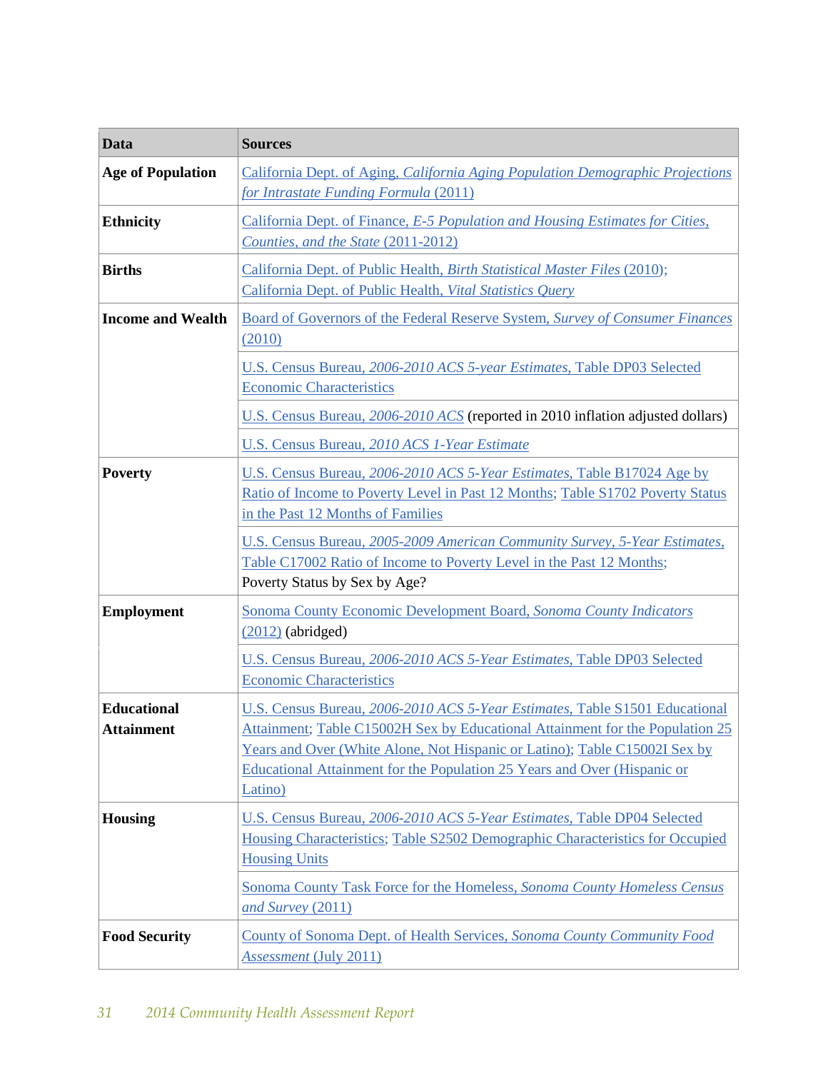| Data | Sources |
|---|---|
| **Age of Population** | California Dept. of Aging, *California Aging Population Demographic Projections for Intrastate Funding Formula* (2011) |
| **Ethnicity** | California Dept. of Finance, *E-5 Population and Housing Estimates for Cities, Counties, and the State* (2011-2012) |
| **Births** | California Dept. of Public Health, *Birth Statistical Master Files* (2010); California Dept. of Public Health, *Vital Statistics Query* |
| **Income and Wealth** | Board of Governors of the Federal Reserve System, *Survey of Consumer Finances* (2010) |
| | U.S. Census Bureau, *2006-2010 ACS 5-year Estimates*, Table DP03 Selected Economic Characteristics |
| | U.S. Census Bureau, *2006-2010 ACS* (reported in 2010 inflation adjusted dollars) |
| | U.S. Census Bureau, *2010 ACS 1-Year Estimate* |
| **Poverty** | U.S. Census Bureau, *2006-2010 ACS 5-Year Estimates*, Table B17024 Age by Ratio of Income to Poverty Level in Past 12 Months; Table S1702 Poverty Status in the Past 12 Months of Families |
| | U.S. Census Bureau, *2005-2009 American Community Survey, 5-Year Estimates*, Table C17002 Ratio of Income to Poverty Level in the Past 12 Months; Poverty Status by Sex by Age? |
| **Employment** | Sonoma County Economic Development Board, *Sonoma County Indicators* (2012) (abridged) |
| | U.S. Census Bureau, *2006-2010 ACS 5-Year Estimates*, Table DP03 Selected Economic Characteristics |
| **Educational Attainment** | U.S. Census Bureau, *2006-2010 ACS 5-Year Estimates*, Table S1501 Educational Attainment; Table C15002H Sex by Educational Attainment for the Population 25 Years and Over (White Alone, Not Hispanic or Latino); Table C15002I Sex by Educational Attainment for the Population 25 Years and Over (Hispanic or Latino) |
| **Housing** | U.S. Census Bureau, *2006-2010 ACS 5-Year Estimates*, Table DP04 Selected Housing Characteristics; Table S2502 Demographic Characteristics for Occupied Housing Units |
| | Sonoma County Task Force for the Homeless, *Sonoma County Homeless Census and Survey* (2011) |
| **Food Security** | County of Sonoma Dept. of Health Services, *Sonoma County Community Food Assessment* (July 2011) |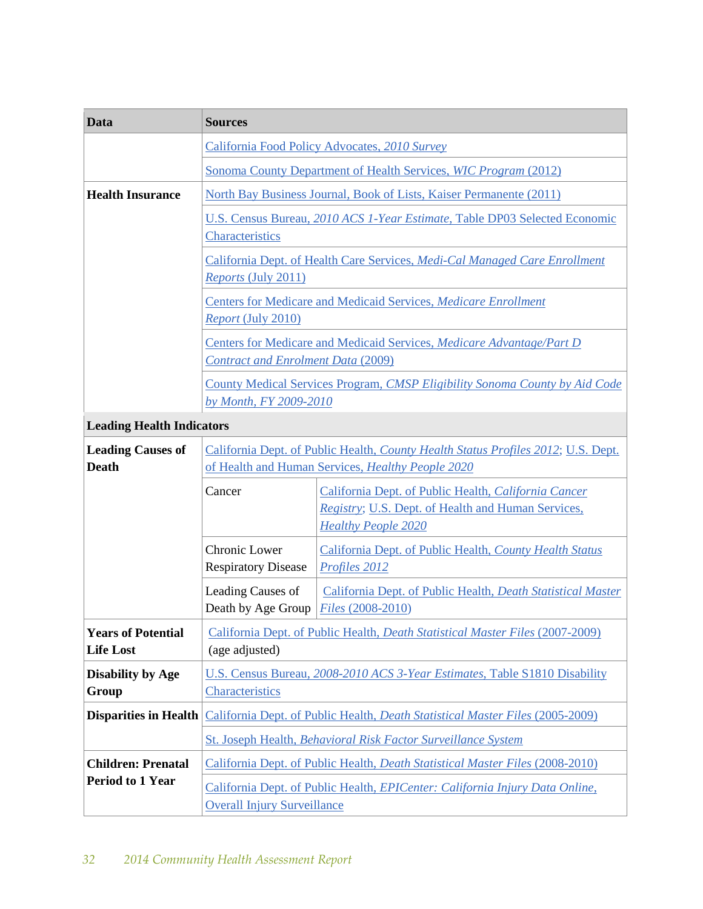| Data | Sources | |
|---|---|---|
| | California Food Policy Advocates, *2010 Survey* | |
| | Sonoma County Department of Health Services, *WIC Program* (2012) | |
| **Health Insurance** | North Bay Business Journal, Book of Lists, Kaiser Permanente (2011) | |
| | U.S. Census Bureau, *2010 ACS 1-Year Estimate*, Table DP03 Selected Economic Characteristics | |
| | California Dept. of Health Care Services, *Medi-Cal Managed Care Enrollment Reports* (July 2011) | |
| | Centers for Medicare and Medicaid Services, *Medicare Enrollment Report* (July 2010) | |
| | Centers for Medicare and Medicaid Services, *Medicare Advantage/Part D Contract and Enrolment Data* (2009) | |
| | County Medical Services Program, *CMSP Eligibility Sonoma County by Aid Code by Month, FY 2009-2010* | |
| **Leading Health Indicators** | | |
| **Leading Causes of Death** | California Dept. of Public Health, *County Health Status Profiles 2012*; U.S. Dept. of Health and Human Services, *Healthy People 2020* | |
| | Cancer | California Dept. of Public Health, *California Cancer Registry*; U.S. Dept. of Health and Human Services, *Healthy People 2020* |
| | Chronic Lower Respiratory Disease | California Dept. of Public Health, *County Health Status Profiles 2012* |
| | Leading Causes of Death by Age Group | California Dept. of Public Health, *Death Statistical Master Files* (2008-2010) |
| **Years of Potential Life Lost** | California Dept. of Public Health, *Death Statistical Master Files* (2007-2009) (age adjusted) | |
| **Disability by Age Group** | U.S. Census Bureau, *2008-2010 ACS 3-Year Estimates*, Table S1810 Disability Characteristics | |
| **Disparities in Health** | California Dept. of Public Health, *Death Statistical Master Files* (2005-2009) | |
| | St. Joseph Health, *Behavioral Risk Factor Surveillance System* | |
| **Children: Prenatal Period to 1 Year** | California Dept. of Public Health, *Death Statistical Master Files* (2008-2010) | |
| | California Dept. of Public Health, *EPICenter: California Injury Data Online*, Overall Injury Surveillance | |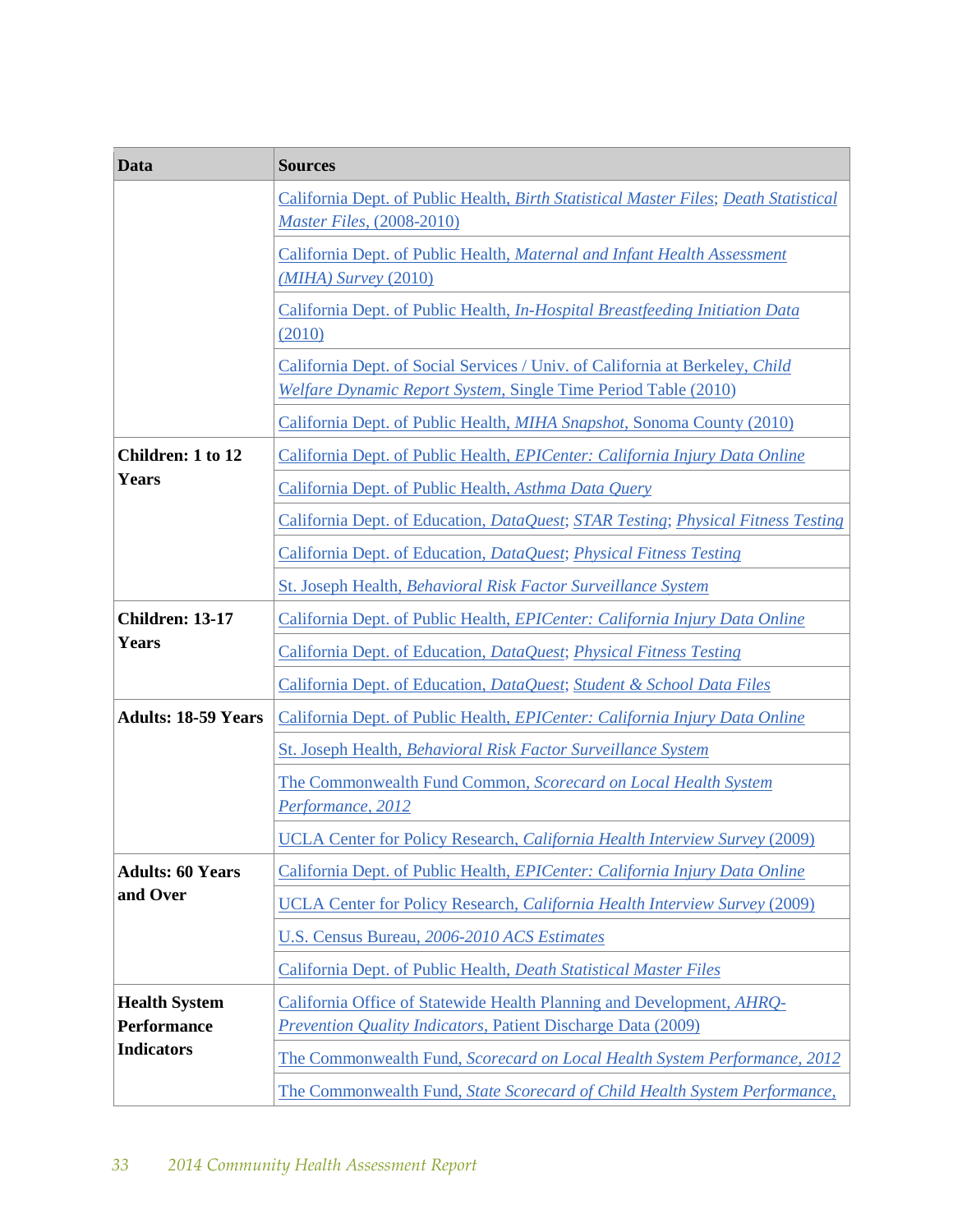| Data | Sources |
|---|---|
| | California Dept. of Public Health, *Birth Statistical Master Files*; *Death Statistical Master Files*, (2008-2010) |
| | California Dept. of Public Health, *Maternal and Infant Health Assessment (MIHA) Survey* (2010) |
| | California Dept. of Public Health, *In-Hospital Breastfeeding Initiation Data* (2010) |
| | California Dept. of Social Services / Univ. of California at Berkeley, *Child Welfare Dynamic Report System*, Single Time Period Table (2010) |
| | California Dept. of Public Health, *MIHA Snapshot*, Sonoma County (2010) |
| **Children: 1 to 12 Years** | California Dept. of Public Health, *EPICenter: California Injury Data Online* |
| | California Dept. of Public Health, *Asthma Data Query* |
| | California Dept. of Education, *DataQuest*; *STAR Testing*; *Physical Fitness Testing* |
| | California Dept. of Education, *DataQuest*; *Physical Fitness Testing* |
| | St. Joseph Health, *Behavioral Risk Factor Surveillance System* |
| **Children: 13-17 Years** | California Dept. of Public Health, *EPICenter: California Injury Data Online* |
| | California Dept. of Education, *DataQuest*; *Physical Fitness Testing* |
| | California Dept. of Education, *DataQuest*; *Student & School Data Files* |
| **Adults: 18-59 Years** | California Dept. of Public Health, *EPICenter: California Injury Data Online* |
| | St. Joseph Health, *Behavioral Risk Factor Surveillance System* |
| | The Commonwealth Fund Common, *Scorecard on Local Health System Performance, 2012* |
| | UCLA Center for Policy Research, *California Health Interview Survey* (2009) |
| **Adults: 60 Years and Over** | California Dept. of Public Health, *EPICenter: California Injury Data Online* |
| | UCLA Center for Policy Research, *California Health Interview Survey* (2009) |
| | U.S. Census Bureau, *2006-2010 ACS Estimates* |
| | California Dept. of Public Health, *Death Statistical Master Files* |
| **Health System Performance Indicators** | California Office of Statewide Health Planning and Development, *AHRQ-Prevention Quality Indicators*, Patient Discharge Data (2009) |
| | The Commonwealth Fund, *Scorecard on Local Health System Performance, 2012* |
| | The Commonwealth Fund, *State Scorecard of Child Health System Performance,* |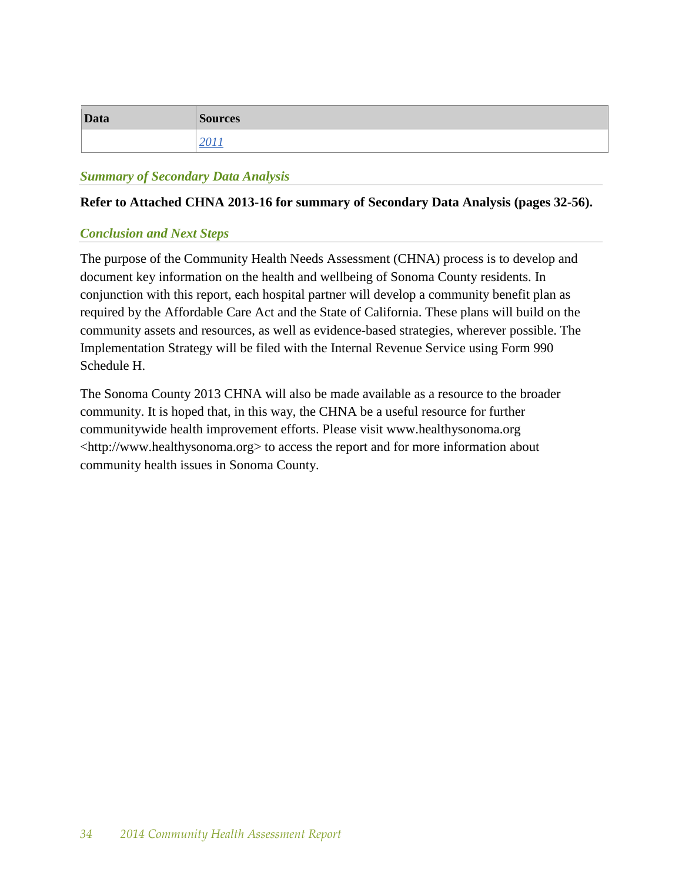| Data | Sources |
|---|---|
| | *2011* |

### *Summary of Secondary Data Analysis*

**Refer to Attached CHNA 2013-16 for summary of Secondary Data Analysis (pages 32-56).**

### *Conclusion and Next Steps*

The purpose of the Community Health Needs Assessment (CHNA) process is to develop and document key information on the health and wellbeing of Sonoma County residents. In conjunction with this report, each hospital partner will develop a community benefit plan as required by the Affordable Care Act and the State of California. These plans will build on the community assets and resources, as well as evidence-based strategies, wherever possible. The Implementation Strategy will be filed with the Internal Revenue Service using Form 990 Schedule H.

The Sonoma County 2013 CHNA will also be made available as a resource to the broader community. It is hoped that, in this way, the CHNA be a useful resource for further communitywide health improvement efforts. Please visit www.healthysonoma.org <http://www.healthysonoma.org> to access the report and for more information about community health issues in Sonoma County.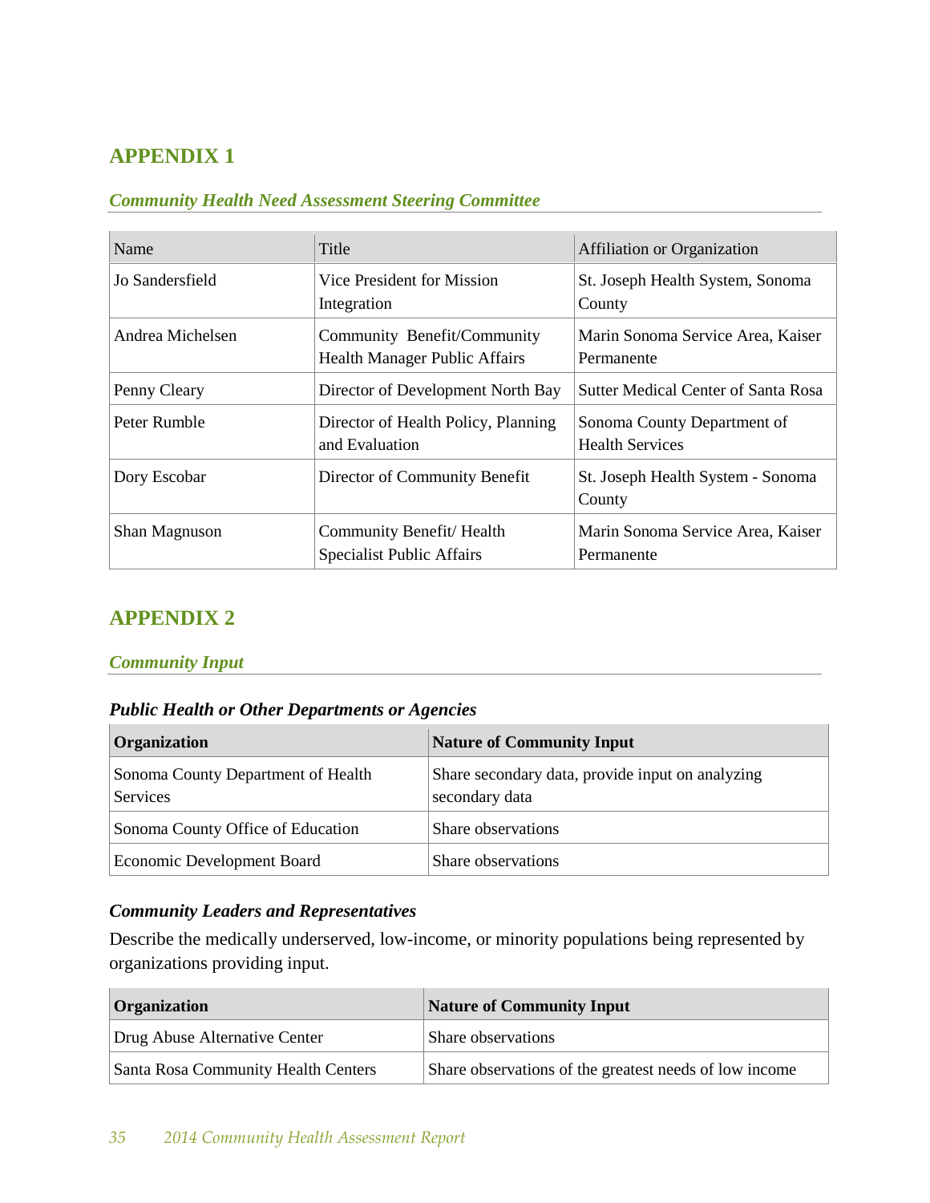## APPENDIX 1

### *Community Health Need Assessment Steering Committee*

| Name | Title | Affiliation or Organization |
|---|---|---|
| Jo Sandersfield | Vice President for Mission Integration | St. Joseph Health System, Sonoma County |
| Andrea Michelsen | Community Benefit/Community Health Manager Public Affairs | Marin Sonoma Service Area, Kaiser Permanente |
| Penny Cleary | Director of Development North Bay | Sutter Medical Center of Santa Rosa |
| Peter Rumble | Director of Health Policy, Planning and Evaluation | Sonoma County Department of Health Services |
| Dory Escobar | Director of Community Benefit | St. Joseph Health System - Sonoma County |
| Shan Magnuson | Community Benefit/ Health Specialist Public Affairs | Marin Sonoma Service Area, Kaiser Permanente |

## APPENDIX 2

### *Community Input*

#### *Public Health or Other Departments or Agencies*

| Organization | Nature of Community Input |
|---|---|
| Sonoma County Department of Health Services | Share secondary data, provide input on analyzing secondary data |
| Sonoma County Office of Education | Share observations |
| Economic Development Board | Share observations |

#### *Community Leaders and Representatives*

Describe the medically underserved, low-income, or minority populations being represented by organizations providing input.

| Organization | Nature of Community Input |
|---|---|
| Drug Abuse Alternative Center | Share observations |
| Santa Rosa Community Health Centers | Share observations of the greatest needs of low income |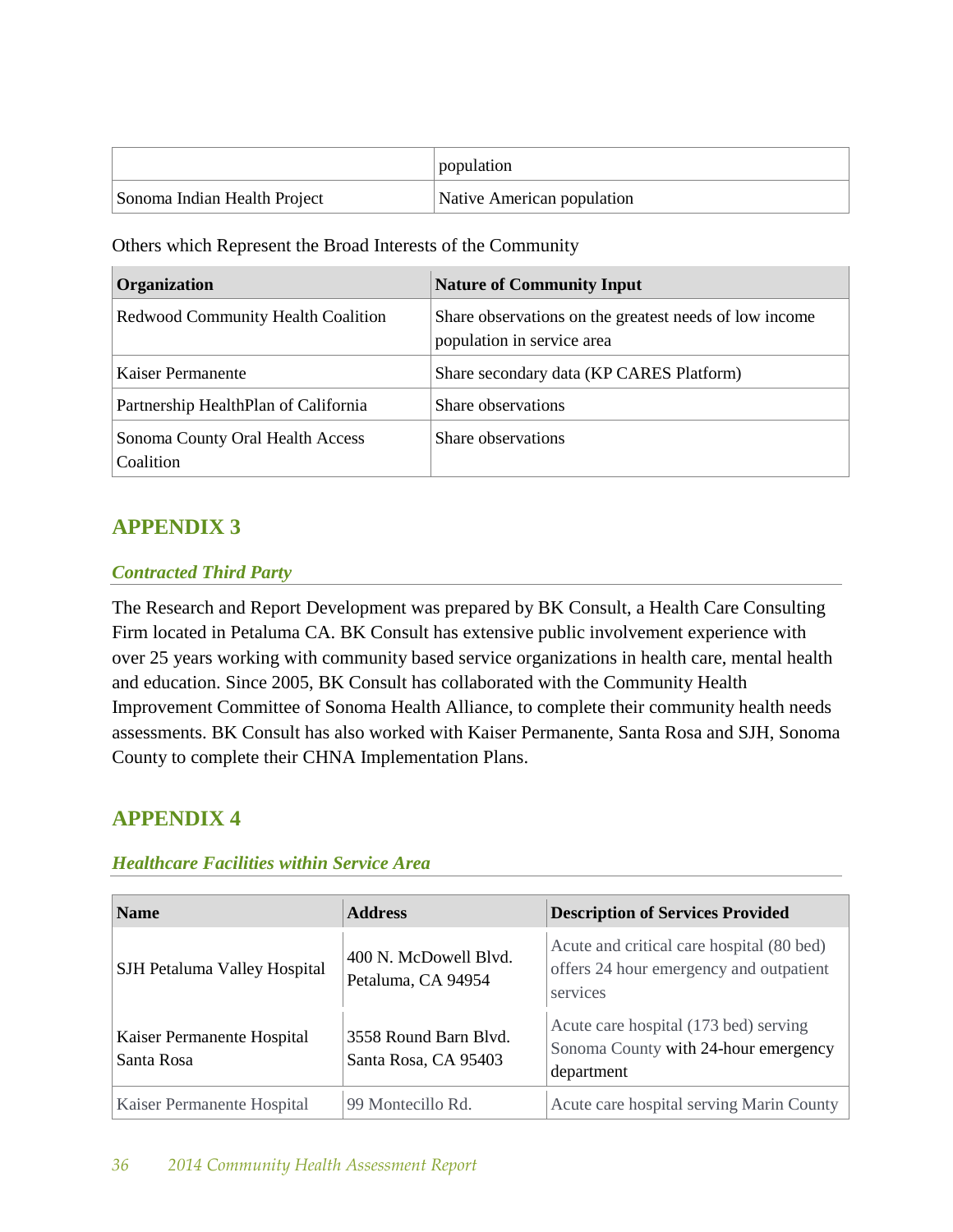| | population |
|---|---|
| Sonoma Indian Health Project | Native American population |

Others which Represent the Broad Interests of the Community

| Organization | Nature of Community Input |
|---|---|
| Redwood Community Health Coalition | Share observations on the greatest needs of low income population in service area |
| Kaiser Permanente | Share secondary data (KP CARES Platform) |
| Partnership HealthPlan of California | Share observations |
| Sonoma County Oral Health Access Coalition | Share observations |

## APPENDIX 3

### *Contracted Third Party*

The Research and Report Development was prepared by BK Consult, a Health Care Consulting Firm located in Petaluma CA. BK Consult has extensive public involvement experience with over 25 years working with community based service organizations in health care, mental health and education. Since 2005, BK Consult has collaborated with the Community Health Improvement Committee of Sonoma Health Alliance, to complete their community health needs assessments. BK Consult has also worked with Kaiser Permanente, Santa Rosa and SJH, Sonoma County to complete their CHNA Implementation Plans.

## APPENDIX 4

### *Healthcare Facilities within Service Area*

| Name | Address | Description of Services Provided |
|---|---|---|
| SJH Petaluma Valley Hospital | 400 N. McDowell Blvd. Petaluma, CA 94954 | Acute and critical care hospital (80 bed) offers 24 hour emergency and outpatient services |
| Kaiser Permanente Hospital Santa Rosa | 3558 Round Barn Blvd. Santa Rosa, CA 95403 | Acute care hospital (173 bed) serving Sonoma County with 24-hour emergency department |
| Kaiser Permanente Hospital | 99 Montecillo Rd. | Acute care hospital serving Marin County |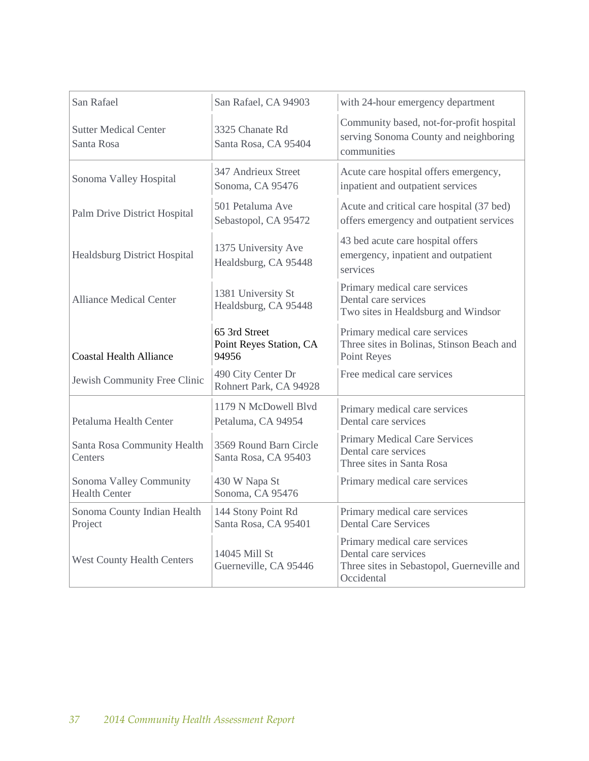| | | |
|---|---|---|
| San Rafael | San Rafael, CA 94903 | with 24-hour emergency department |
| Sutter Medical Center Santa Rosa | 3325 Chanate Rd Santa Rosa, CA 95404 | Community based, not-for-profit hospital serving Sonoma County and neighboring communities |
| Sonoma Valley Hospital | 347 Andrieux Street Sonoma, CA 95476 | Acute care hospital offers emergency, inpatient and outpatient services |
| Palm Drive District Hospital | 501 Petaluma Ave Sebastopol, CA 95472 | Acute and critical care hospital (37 bed) offers emergency and outpatient services |
| Healdsburg District Hospital | 1375 University Ave Healdsburg, CA 95448 | 43 bed acute care hospital offers emergency, inpatient and outpatient services |
| Alliance Medical Center | 1381 University St Healdsburg, CA 95448 | Primary medical care services<br>Dental care services<br>Two sites in Healdsburg and Windsor |
| Coastal Health Alliance | 65 3rd Street Point Reyes Station, CA 94956 | Primary medical care services<br>Three sites in Bolinas, Stinson Beach and Point Reyes |
| Jewish Community Free Clinic | 490 City Center Dr Rohnert Park, CA 94928 | Free medical care services |
| Petaluma Health Center | 1179 N McDowell Blvd Petaluma, CA 94954 | Primary medical care services<br>Dental care services |
| Santa Rosa Community Health Centers | 3569 Round Barn Circle Santa Rosa, CA 95403 | Primary Medical Care Services<br>Dental care services<br>Three sites in Santa Rosa |
| Sonoma Valley Community Health Center | 430 W Napa St Sonoma, CA 95476 | Primary medical care services |
| Sonoma County Indian Health Project | 144 Stony Point Rd Santa Rosa, CA 95401 | Primary medical care services<br>Dental Care Services |
| West County Health Centers | 14045 Mill St Guerneville, CA 95446 | Primary medical care services<br>Dental care services<br>Three sites in Sebastopol, Guerneville and Occidental |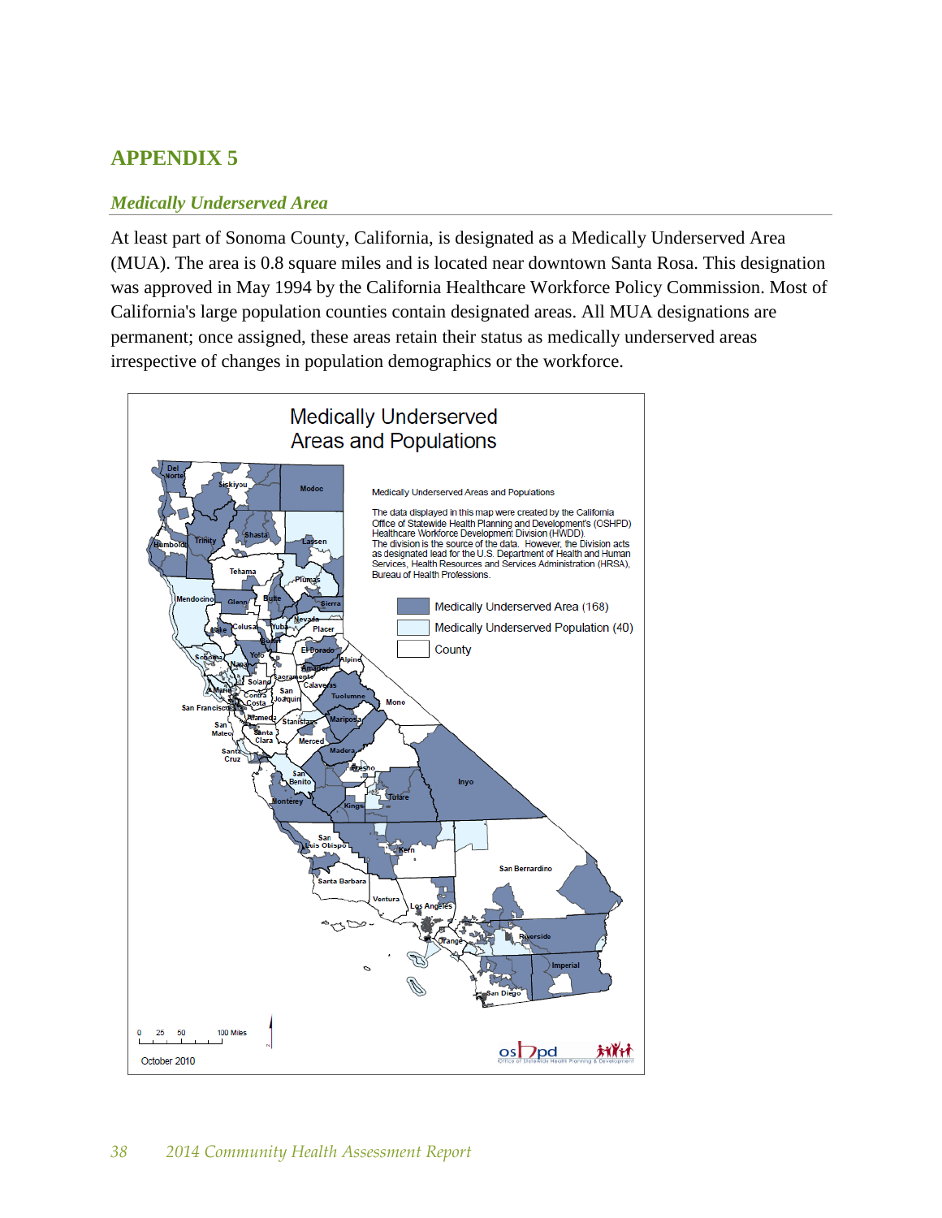# APPENDIX 5

## *Medically Underserved Area*

At least part of Sonoma County, California, is designated as a Medically Underserved Area (MUA). The area is 0.8 square miles and is located near downtown Santa Rosa. This designation was approved in May 1994 by the California Healthcare Workforce Policy Commission. Most of California's large population counties contain designated areas. All MUA designations are permanent; once assigned, these areas retain their status as medically underserved areas irrespective of changes in population demographics or the workforce.

**Medically Underserved Areas and Populations**

Medically Underserved Areas and Populations

The data displayed in this map were created by the California Office of Statewide Health Planning and Development's (OSHPD) Healthcare Workforce Development Division (HWDD). The division is the source of the data. However, the Division acts as designated lead for the U.S. Department of Health and Human Services, Health Resources and Services Administration (HRSA), Bureau of Health Professions.

- Medically Underserved Area (168)
- Medically Underserved Population (40)
- County

October 2010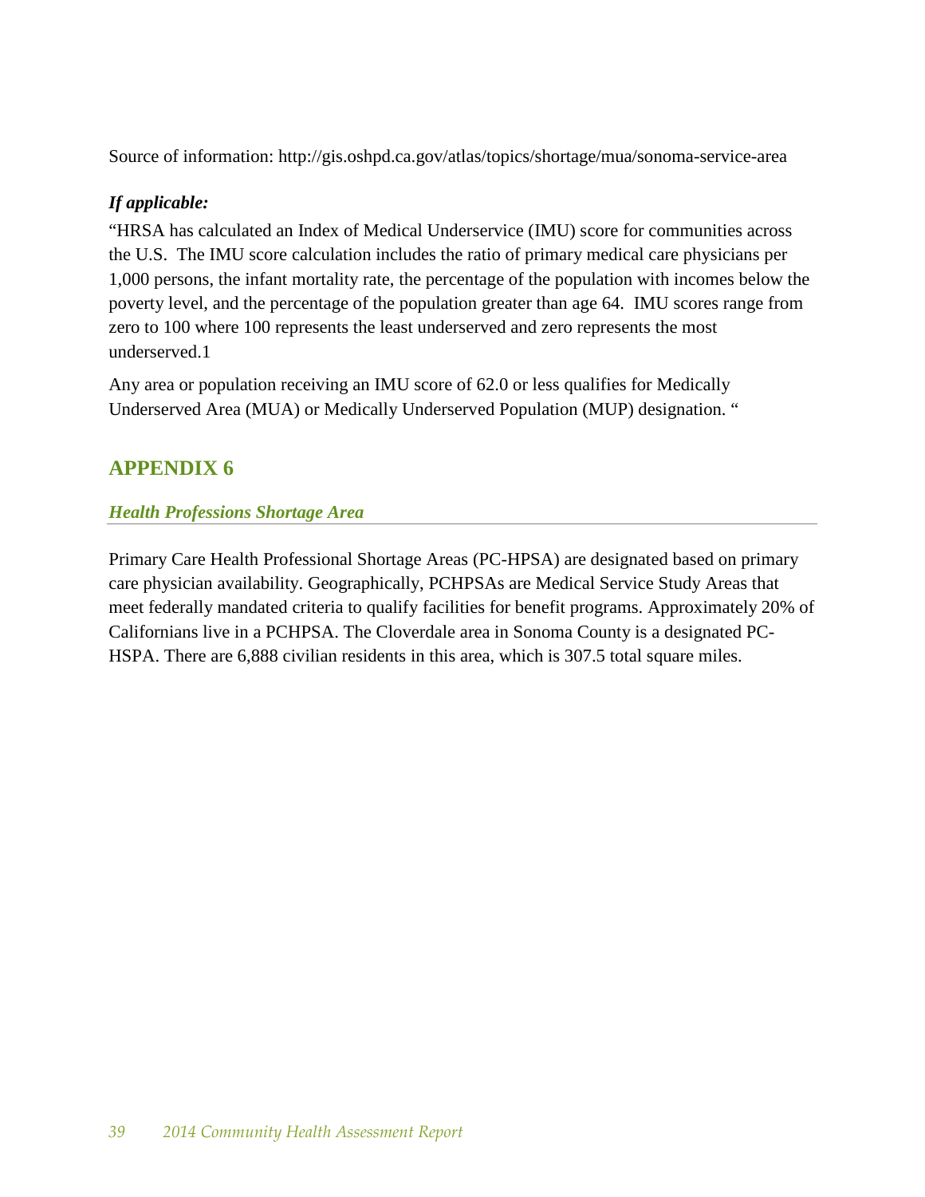Source of information: http://gis.oshpd.ca.gov/atlas/topics/shortage/mua/sonoma-service-area

***If applicable:***

"HRSA has calculated an Index of Medical Underservice (IMU) score for communities across the U.S. The IMU score calculation includes the ratio of primary medical care physicians per 1,000 persons, the infant mortality rate, the percentage of the population with incomes below the poverty level, and the percentage of the population greater than age 64. IMU scores range from zero to 100 where 100 represents the least underserved and zero represents the most underserved.1

Any area or population receiving an IMU score of 62.0 or less qualifies for Medically Underserved Area (MUA) or Medically Underserved Population (MUP) designation. "

## APPENDIX 6

### *Health Professions Shortage Area*

Primary Care Health Professional Shortage Areas (PC-HPSA) are designated based on primary care physician availability. Geographically, PCHPSAs are Medical Service Study Areas that meet federally mandated criteria to qualify facilities for benefit programs. Approximately 20% of Californians live in a PCHPSA. The Cloverdale area in Sonoma County is a designated PC-HSPA. There are 6,888 civilian residents in this area, which is 307.5 total square miles.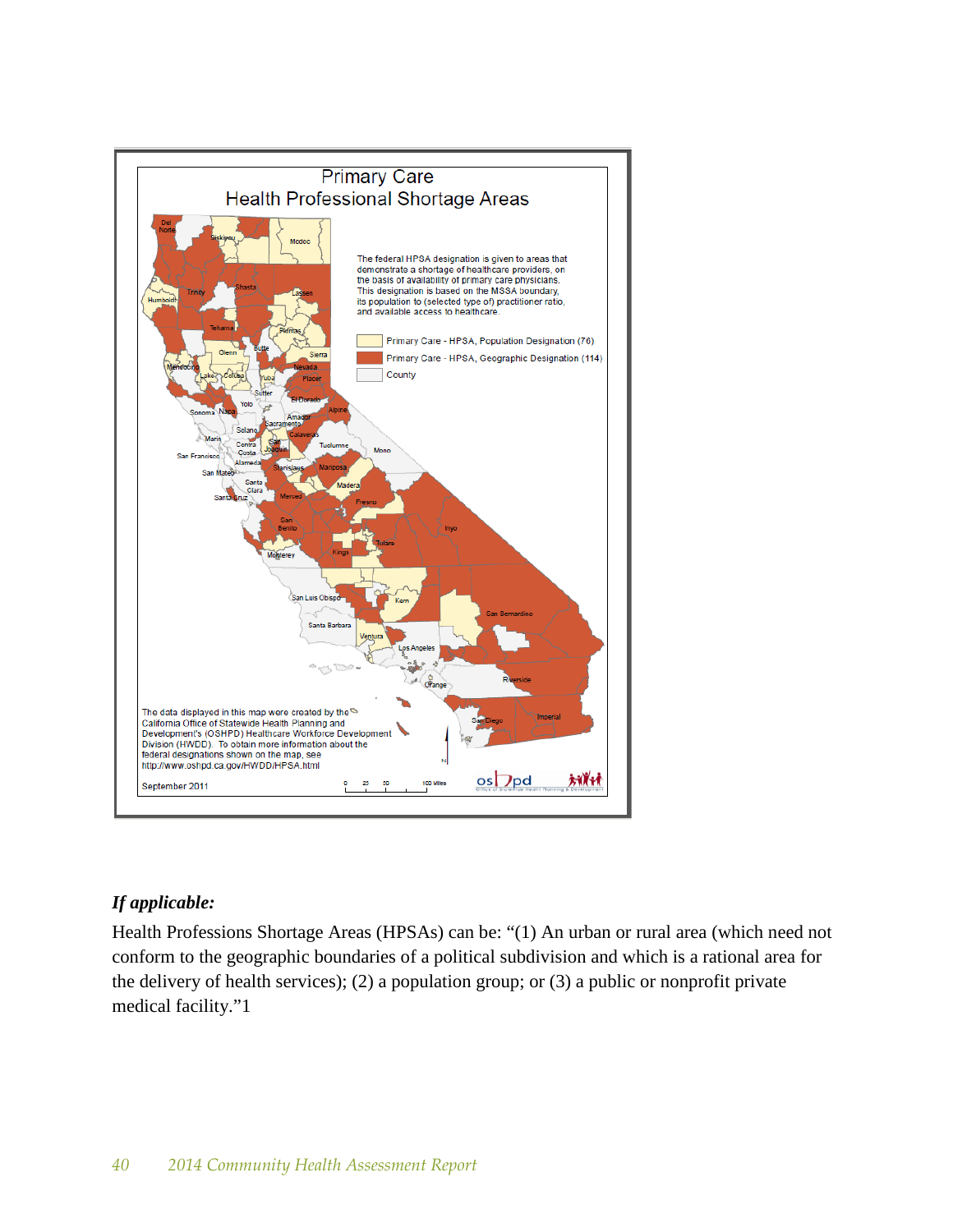# Primary Care Health Professional Shortage Areas

The federal HPSA designation is given to areas that demonstrate a shortage of healthcare providers, on the basis of availability of primary care physicians. This designation is based on the MSSA boundary, its population to (selected type of) practitioner ratio, and available access to healthcare.

- Primary Care - HPSA, Population Designation (76)
- Primary Care - HPSA, Geographic Designation (114)
- County

The data displayed in this map were created by the California Office of Statewide Health Planning and Development's (OSHPD) Healthcare Workforce Development Division (HWDD). To obtain more information about the federal designations shown on the map, see http://www.oshpd.ca.gov/HWDD/HPSA.html

September 2011

*If applicable:*

Health Professions Shortage Areas (HPSAs) can be: "(1) An urban or rural area (which need not conform to the geographic boundaries of a political subdivision and which is a rational area for the delivery of health services); (2) a population group; or (3) a public or nonprofit private medical facility."1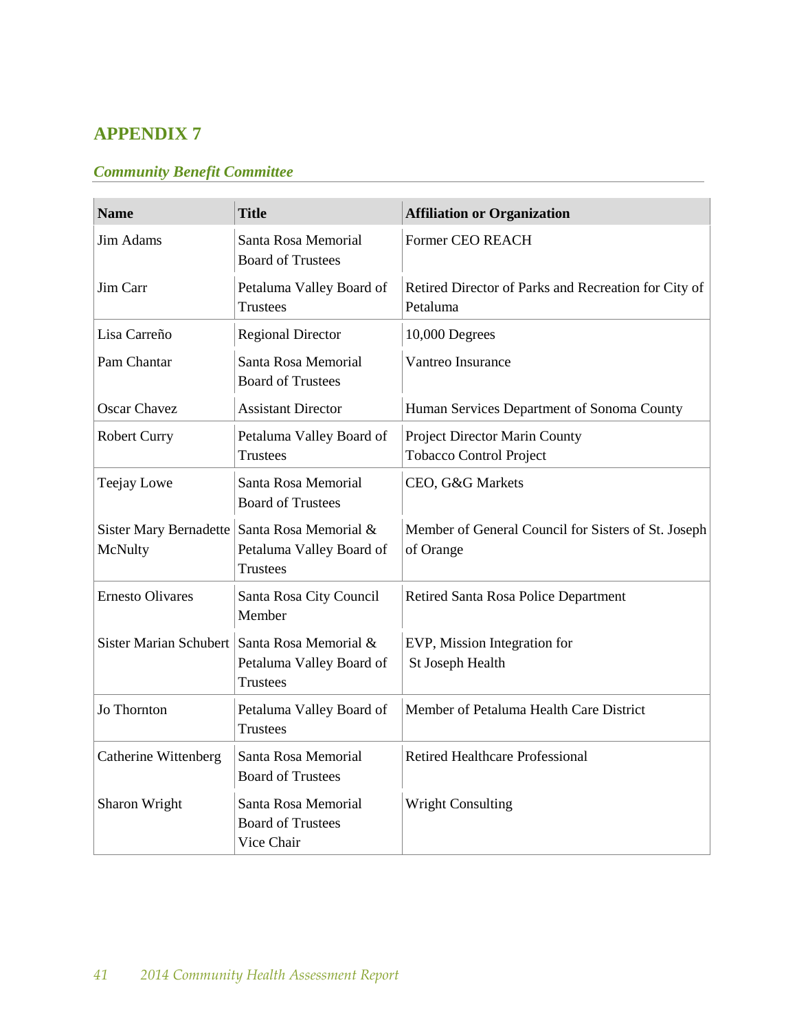## APPENDIX 7

### *Community Benefit Committee*

| Name | Title | Affiliation or Organization |
|---|---|---|
| Jim Adams | Santa Rosa Memorial Board of Trustees | Former CEO REACH |
| Jim Carr | Petaluma Valley Board of Trustees | Retired Director of Parks and Recreation for City of Petaluma |
| Lisa Carreño | Regional Director | 10,000 Degrees |
| Pam Chantar | Santa Rosa Memorial Board of Trustees | Vantreo Insurance |
| Oscar Chavez | Assistant Director | Human Services Department of Sonoma County |
| Robert Curry | Petaluma Valley Board of Trustees | Project Director Marin County Tobacco Control Project |
| Teejay Lowe | Santa Rosa Memorial Board of Trustees | CEO, G&G Markets |
| Sister Mary Bernadette McNulty | Santa Rosa Memorial & Petaluma Valley Board of Trustees | Member of General Council for Sisters of St. Joseph of Orange |
| Ernesto Olivares | Santa Rosa City Council Member | Retired Santa Rosa Police Department |
| Sister Marian Schubert | Santa Rosa Memorial & Petaluma Valley Board of Trustees | EVP, Mission Integration for St Joseph Health |
| Jo Thornton | Petaluma Valley Board of Trustees | Member of Petaluma Health Care District |
| Catherine Wittenberg | Santa Rosa Memorial Board of Trustees | Retired Healthcare Professional |
| Sharon Wright | Santa Rosa Memorial Board of Trustees Vice Chair | Wright Consulting |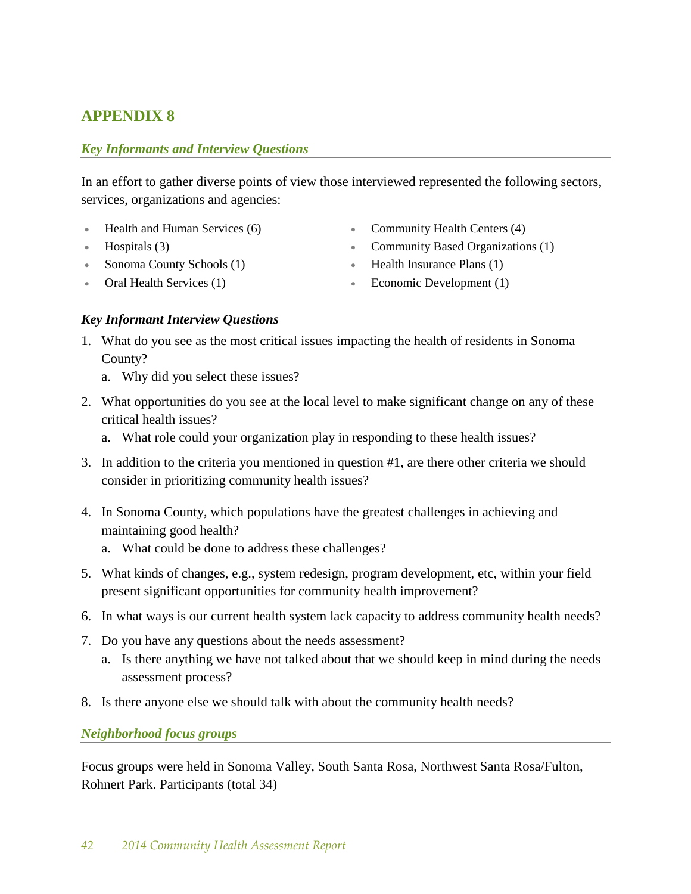# APPENDIX 8

## *Key Informants and Interview Questions*

In an effort to gather diverse points of view those interviewed represented the following sectors, services, organizations and agencies:

- Health and Human Services (6)
- Hospitals (3)
- Sonoma County Schools (1)
- Oral Health Services (1)
- Community Health Centers (4)
- Community Based Organizations (1)
- Health Insurance Plans (1)
- Economic Development (1)

### *Key Informant Interview Questions*

1. What do you see as the most critical issues impacting the health of residents in Sonoma County?
   a. Why did you select these issues?
2. What opportunities do you see at the local level to make significant change on any of these critical health issues?
   a. What role could your organization play in responding to these health issues?
3. In addition to the criteria you mentioned in question #1, are there other criteria we should consider in prioritizing community health issues?
4. In Sonoma County, which populations have the greatest challenges in achieving and maintaining good health?
   a. What could be done to address these challenges?
5. What kinds of changes, e.g., system redesign, program development, etc, within your field present significant opportunities for community health improvement?
6. In what ways is our current health system lack capacity to address community health needs?
7. Do you have any questions about the needs assessment?
   a. Is there anything we have not talked about that we should keep in mind during the needs assessment process?
8. Is there anyone else we should talk with about the community health needs?

## *Neighborhood focus groups*

Focus groups were held in Sonoma Valley, South Santa Rosa, Northwest Santa Rosa/Fulton, Rohnert Park. Participants (total 34)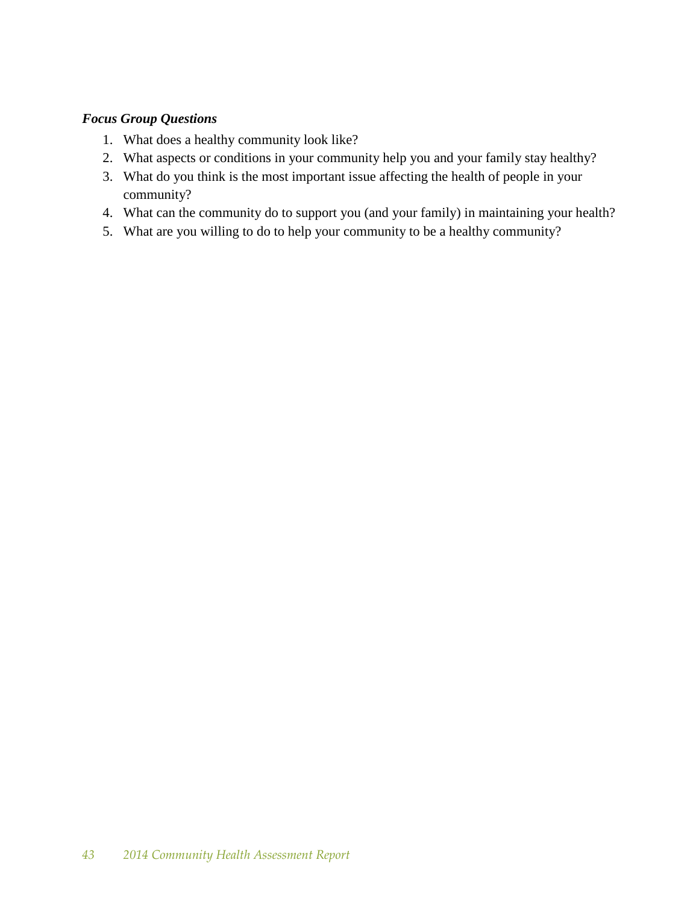***Focus Group Questions***

1. What does a healthy community look like?
2. What aspects or conditions in your community help you and your family stay healthy?
3. What do you think is the most important issue affecting the health of people in your community?
4. What can the community do to support you (and your family) in maintaining your health?
5. What are you willing to do to help your community to be a healthy community?